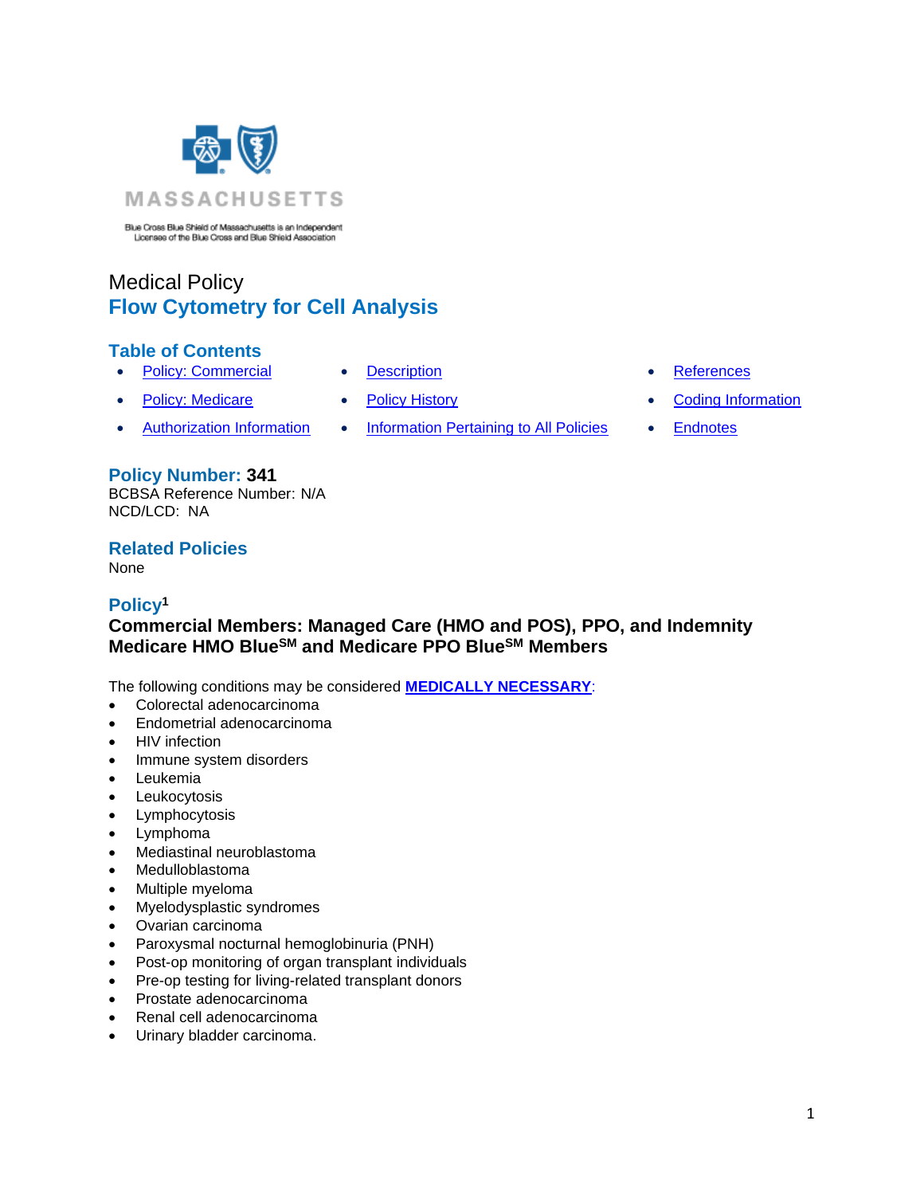MASSACHUSETTS

Blue Cross Blue Shield of Massachusetts is an Independent Licensee of the Blue Cross and Blue Shield Association

Medical Policy

# Flow Cytometry for Cell Analysis

## Table of Contents

- Policy: Commercial
- Policy: Medicare
- Authorization Information
- Description
- Policy History
- Information Pertaining to All Policies
- References
- Coding Information
- Endnotes

## Policy Number: 341

BCBSA Reference Number: N/A
NCD/LCD: NA

## Related Policies

None

## Policy[1]

**Commercial Members: Managed Care (HMO and POS), PPO, and Indemnity**
**Medicare HMO Blue$^{SM}$ and Medicare PPO Blue$^{SM}$ Members**

The following conditions may be considered **MEDICALLY NECESSARY**:

- Colorectal adenocarcinoma
- Endometrial adenocarcinoma
- HIV infection
- Immune system disorders
- Leukemia
- Leukocytosis
- Lymphocytosis
- Lymphoma
- Mediastinal neuroblastoma
- Medulloblastoma
- Multiple myeloma
- Myelodysplastic syndromes
- Ovarian carcinoma
- Paroxysmal nocturnal hemoglobinuria (PNH)
- Post-op monitoring of organ transplant individuals
- Pre-op testing for living-related transplant donors
- Prostate adenocarcinoma
- Renal cell adenocarcinoma
- Urinary bladder carcinoma.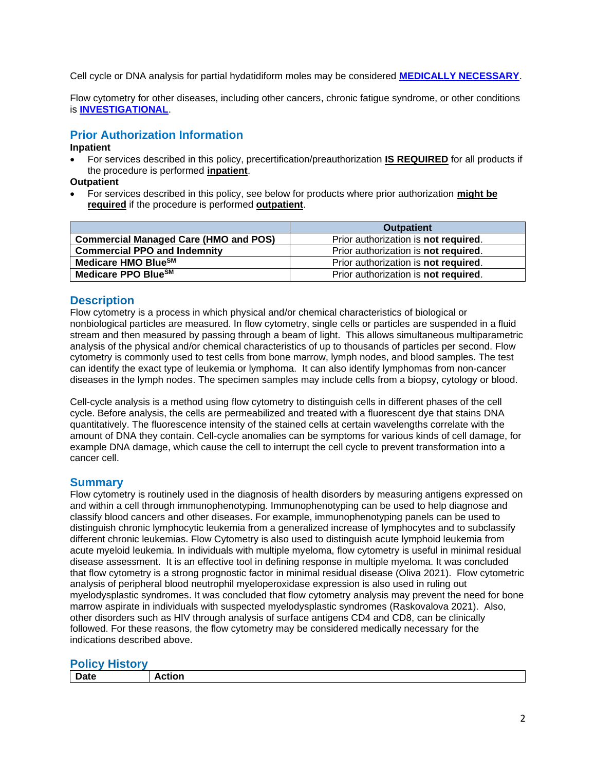Cell cycle or DNA analysis for partial hydatidiform moles may be considered **MEDICALLY NECESSARY**.

Flow cytometry for other diseases, including other cancers, chronic fatigue syndrome, or other conditions is **INVESTIGATIONAL**.

## Prior Authorization Information

**Inpatient**

- For services described in this policy, precertification/preauthorization **IS REQUIRED** for all products if the procedure is performed **inpatient**.

**Outpatient**

- For services described in this policy, see below for products where prior authorization **might be required** if the procedure is performed **outpatient**.

| | Outpatient |
|---|---|
| **Commercial Managed Care (HMO and POS)** | Prior authorization is **not required**. |
| **Commercial PPO and Indemnity** | Prior authorization is **not required**. |
| **Medicare HMO Blue℠** | Prior authorization is **not required**. |
| **Medicare PPO Blue℠** | Prior authorization is **not required**. |

## Description

Flow cytometry is a process in which physical and/or chemical characteristics of biological or nonbiological particles are measured. In flow cytometry, single cells or particles are suspended in a fluid stream and then measured by passing through a beam of light. This allows simultaneous multiparametric analysis of the physical and/or chemical characteristics of up to thousands of particles per second. Flow cytometry is commonly used to test cells from bone marrow, lymph nodes, and blood samples. The test can identify the exact type of leukemia or lymphoma. It can also identify lymphomas from non-cancer diseases in the lymph nodes. The specimen samples may include cells from a biopsy, cytology or blood.

Cell-cycle analysis is a method using flow cytometry to distinguish cells in different phases of the cell cycle. Before analysis, the cells are permeabilized and treated with a fluorescent dye that stains DNA quantitatively. The fluorescence intensity of the stained cells at certain wavelengths correlate with the amount of DNA they contain. Cell-cycle anomalies can be symptoms for various kinds of cell damage, for example DNA damage, which cause the cell to interrupt the cell cycle to prevent transformation into a cancer cell.

## Summary

Flow cytometry is routinely used in the diagnosis of health disorders by measuring antigens expressed on and within a cell through immunophenotyping. Immunophenotyping can be used to help diagnose and classify blood cancers and other diseases. For example, immunophenotyping panels can be used to distinguish chronic lymphocytic leukemia from a generalized increase of lymphocytes and to subclassify different chronic leukemias. Flow Cytometry is also used to distinguish acute lymphoid leukemia from acute myeloid leukemia. In individuals with multiple myeloma, flow cytometry is useful in minimal residual disease assessment. It is an effective tool in defining response in multiple myeloma. It was concluded that flow cytometry is a strong prognostic factor in minimal residual disease (Oliva 2021). Flow cytometric analysis of peripheral blood neutrophil myeloperoxidase expression is also used in ruling out myelodysplastic syndromes. It was concluded that flow cytometry analysis may prevent the need for bone marrow aspirate in individuals with suspected myelodysplastic syndromes (Raskovalova 2021). Also, other disorders such as HIV through analysis of surface antigens CD4 and CD8, can be clinically followed. For these reasons, the flow cytometry may be considered medically necessary for the indications described above.

## Policy History

| Date | Action |
|---|---|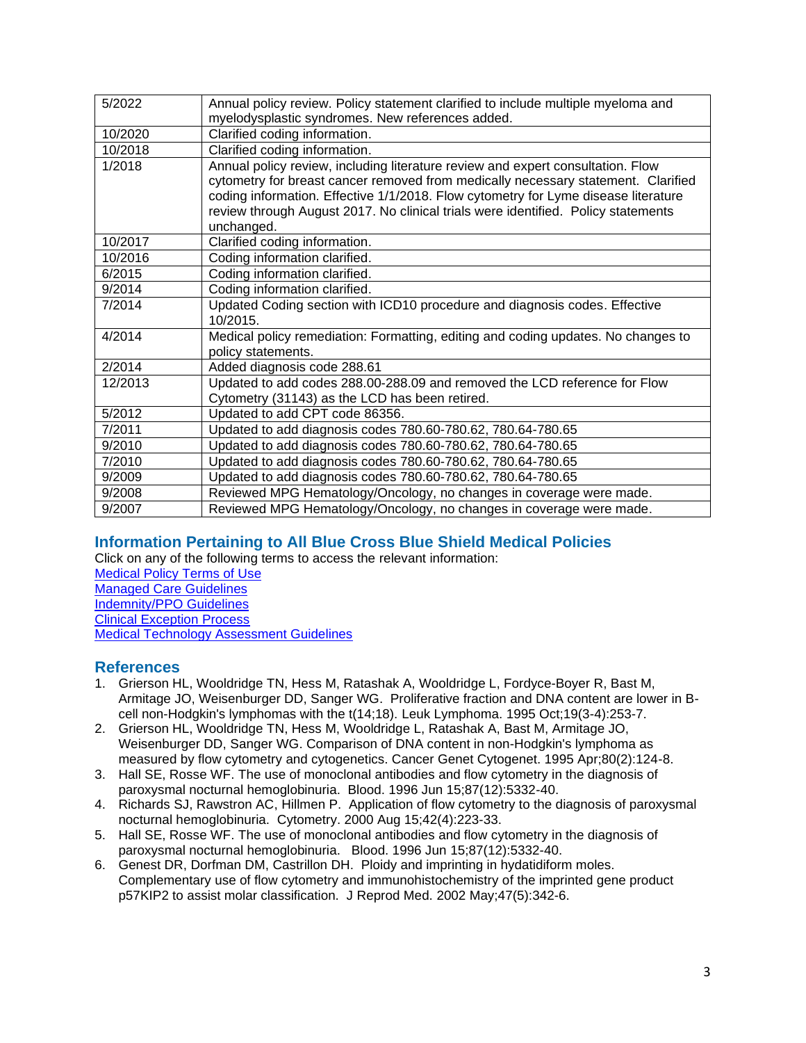| | |
|---|---|
| 5/2022 | Annual policy review. Policy statement clarified to include multiple myeloma and myelodysplastic syndromes. New references added. |
| 10/2020 | Clarified coding information. |
| 10/2018 | Clarified coding information. |
| 1/2018 | Annual policy review, including literature review and expert consultation. Flow cytometry for breast cancer removed from medically necessary statement. Clarified coding information. Effective 1/1/2018. Flow cytometry for Lyme disease literature review through August 2017. No clinical trials were identified. Policy statements unchanged. |
| 10/2017 | Clarified coding information. |
| 10/2016 | Coding information clarified. |
| 6/2015 | Coding information clarified. |
| 9/2014 | Coding information clarified. |
| 7/2014 | Updated Coding section with ICD10 procedure and diagnosis codes. Effective 10/2015. |
| 4/2014 | Medical policy remediation: Formatting, editing and coding updates. No changes to policy statements. |
| 2/2014 | Added diagnosis code 288.61 |
| 12/2013 | Updated to add codes 288.00-288.09 and removed the LCD reference for Flow Cytometry (31143) as the LCD has been retired. |
| 5/2012 | Updated to add CPT code 86356. |
| 7/2011 | Updated to add diagnosis codes 780.60-780.62, 780.64-780.65 |
| 9/2010 | Updated to add diagnosis codes 780.60-780.62, 780.64-780.65 |
| 7/2010 | Updated to add diagnosis codes 780.60-780.62, 780.64-780.65 |
| 9/2009 | Updated to add diagnosis codes 780.60-780.62, 780.64-780.65 |
| 9/2008 | Reviewed MPG Hematology/Oncology, no changes in coverage were made. |
| 9/2007 | Reviewed MPG Hematology/Oncology, no changes in coverage were made. |

## Information Pertaining to All Blue Cross Blue Shield Medical Policies

Click on any of the following terms to access the relevant information:

Medical Policy Terms of Use
Managed Care Guidelines
Indemnity/PPO Guidelines
Clinical Exception Process
Medical Technology Assessment Guidelines

## References

1. Grierson HL, Wooldridge TN, Hess M, Ratashak A, Wooldridge L, Fordyce-Boyer R, Bast M, Armitage JO, Weisenburger DD, Sanger WG. Proliferative fraction and DNA content are lower in B-cell non-Hodgkin's lymphomas with the t(14;18). Leuk Lymphoma. 1995 Oct;19(3-4):253-7.
2. Grierson HL, Wooldridge TN, Hess M, Wooldridge L, Ratashak A, Bast M, Armitage JO, Weisenburger DD, Sanger WG. Comparison of DNA content in non-Hodgkin's lymphoma as measured by flow cytometry and cytogenetics. Cancer Genet Cytogenet. 1995 Apr;80(2):124-8.
3. Hall SE, Rosse WF. The use of monoclonal antibodies and flow cytometry in the diagnosis of paroxysmal nocturnal hemoglobinuria. Blood. 1996 Jun 15;87(12):5332-40.
4. Richards SJ, Rawstron AC, Hillmen P. Application of flow cytometry to the diagnosis of paroxysmal nocturnal hemoglobinuria. Cytometry. 2000 Aug 15;42(4):223-33.
5. Hall SE, Rosse WF. The use of monoclonal antibodies and flow cytometry in the diagnosis of paroxysmal nocturnal hemoglobinuria. Blood. 1996 Jun 15;87(12):5332-40.
6. Genest DR, Dorfman DM, Castrillon DH. Ploidy and imprinting in hydatidiform moles. Complementary use of flow cytometry and immunohistochemistry of the imprinted gene product p57KIP2 to assist molar classification. J Reprod Med. 2002 May;47(5):342-6.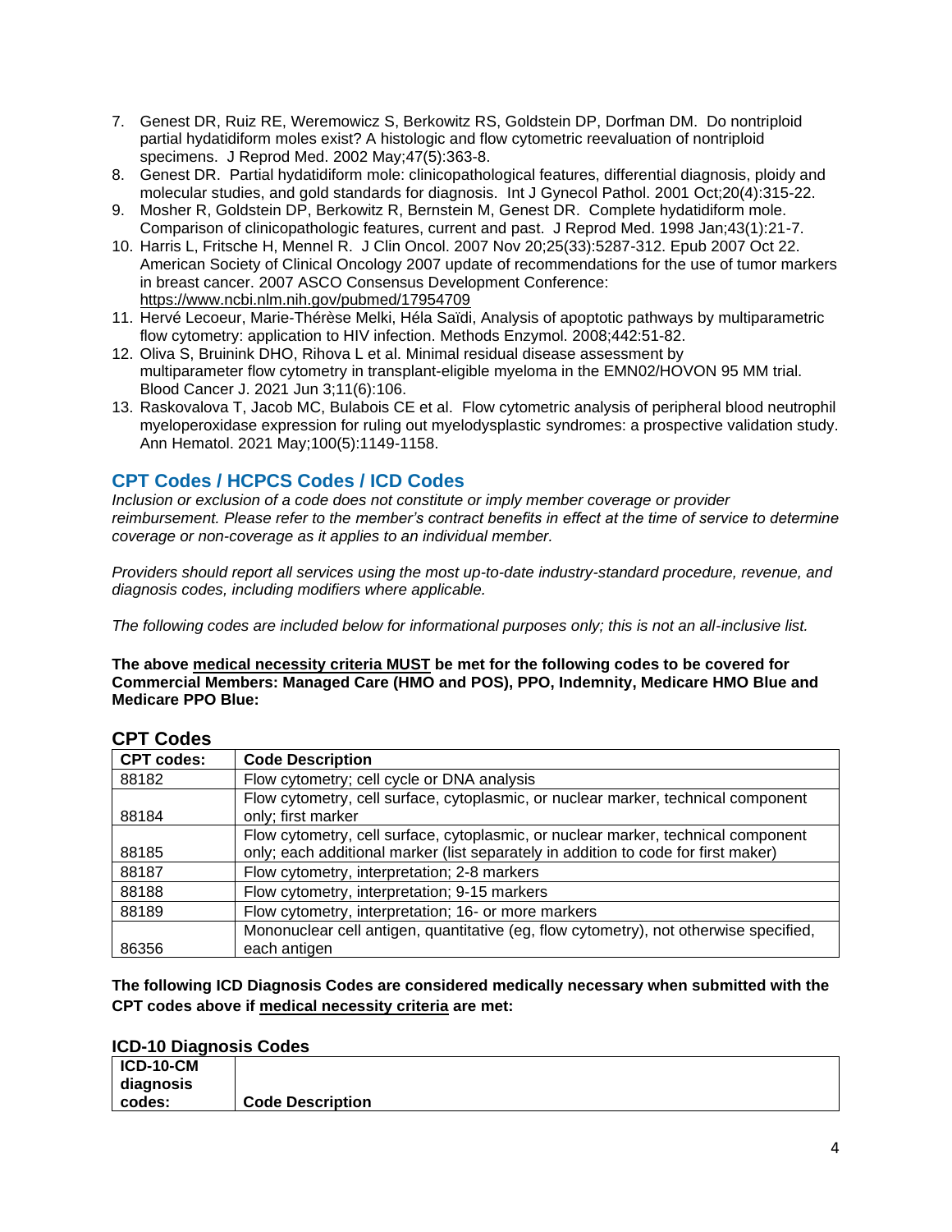7. Genest DR, Ruiz RE, Weremowicz S, Berkowitz RS, Goldstein DP, Dorfman DM. Do nontriploid partial hydatidiform moles exist? A histologic and flow cytometric reevaluation of nontriploid specimens. J Reprod Med. 2002 May;47(5):363-8.
8. Genest DR. Partial hydatidiform mole: clinicopathological features, differential diagnosis, ploidy and molecular studies, and gold standards for diagnosis. Int J Gynecol Pathol. 2001 Oct;20(4):315-22.
9. Mosher R, Goldstein DP, Berkowitz R, Bernstein M, Genest DR. Complete hydatidiform mole. Comparison of clinicopathologic features, current and past. J Reprod Med. 1998 Jan;43(1):21-7.
10. Harris L, Fritsche H, Mennel R. J Clin Oncol. 2007 Nov 20;25(33):5287-312. Epub 2007 Oct 22. American Society of Clinical Oncology 2007 update of recommendations for the use of tumor markers in breast cancer. 2007 ASCO Consensus Development Conference: https://www.ncbi.nlm.nih.gov/pubmed/17954709
11. Hervé Lecoeur, Marie-Thérèse Melki, Héla Saïdi, Analysis of apoptotic pathways by multiparametric flow cytometry: application to HIV infection. Methods Enzymol. 2008;442:51-82.
12. Oliva S, Bruinink DHO, Rihova L et al. Minimal residual disease assessment by multiparameter flow cytometry in transplant-eligible myeloma in the EMN02/HOVON 95 MM trial. Blood Cancer J. 2021 Jun 3;11(6):106.
13. Raskovalova T, Jacob MC, Bulabois CE et al. Flow cytometric analysis of peripheral blood neutrophil myeloperoxidase expression for ruling out myelodysplastic syndromes: a prospective validation study. Ann Hematol. 2021 May;100(5):1149-1158.

## CPT Codes / HCPCS Codes / ICD Codes

*Inclusion or exclusion of a code does not constitute or imply member coverage or provider reimbursement. Please refer to the member's contract benefits in effect at the time of service to determine coverage or non-coverage as it applies to an individual member.*

*Providers should report all services using the most up-to-date industry-standard procedure, revenue, and diagnosis codes, including modifiers where applicable.*

*The following codes are included below for informational purposes only; this is not an all-inclusive list.*

**The above medical necessity criteria MUST be met for the following codes to be covered for Commercial Members: Managed Care (HMO and POS), PPO, Indemnity, Medicare HMO Blue and Medicare PPO Blue:**

### CPT Codes

| CPT codes: | Code Description |
|---|---|
| 88182 | Flow cytometry; cell cycle or DNA analysis |
| 88184 | Flow cytometry, cell surface, cytoplasmic, or nuclear marker, technical component only; first marker |
| 88185 | Flow cytometry, cell surface, cytoplasmic, or nuclear marker, technical component only; each additional marker (list separately in addition to code for first maker) |
| 88187 | Flow cytometry, interpretation; 2-8 markers |
| 88188 | Flow cytometry, interpretation; 9-15 markers |
| 88189 | Flow cytometry, interpretation; 16- or more markers |
| 86356 | Mononuclear cell antigen, quantitative (eg, flow cytometry), not otherwise specified, each antigen |

**The following ICD Diagnosis Codes are considered medically necessary when submitted with the CPT codes above if medical necessity criteria are met:**

### ICD-10 Diagnosis Codes

| ICD-10-CM diagnosis codes: | Code Description |
|---|---|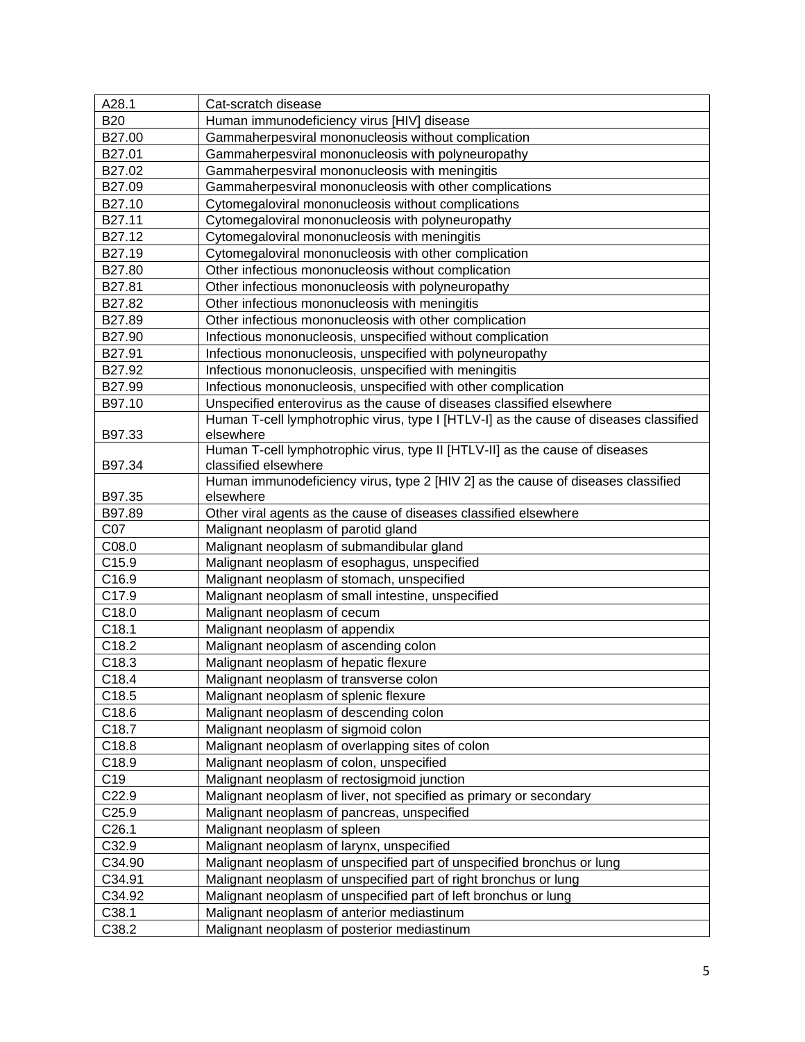| A28.1 | Cat-scratch disease |
|---|---|
| B20 | Human immunodeficiency virus [HIV] disease |
| B27.00 | Gammaherpesviral mononucleosis without complication |
| B27.01 | Gammaherpesviral mononucleosis with polyneuropathy |
| B27.02 | Gammaherpesviral mononucleosis with meningitis |
| B27.09 | Gammaherpesviral mononucleosis with other complications |
| B27.10 | Cytomegaloviral mononucleosis without complications |
| B27.11 | Cytomegaloviral mononucleosis with polyneuropathy |
| B27.12 | Cytomegaloviral mononucleosis with meningitis |
| B27.19 | Cytomegaloviral mononucleosis with other complication |
| B27.80 | Other infectious mononucleosis without complication |
| B27.81 | Other infectious mononucleosis with polyneuropathy |
| B27.82 | Other infectious mononucleosis with meningitis |
| B27.89 | Other infectious mononucleosis with other complication |
| B27.90 | Infectious mononucleosis, unspecified without complication |
| B27.91 | Infectious mononucleosis, unspecified with polyneuropathy |
| B27.92 | Infectious mononucleosis, unspecified with meningitis |
| B27.99 | Infectious mononucleosis, unspecified with other complication |
| B97.10 | Unspecified enterovirus as the cause of diseases classified elsewhere |
| B97.33 | Human T-cell lymphotrophic virus, type I [HTLV-I] as the cause of diseases classified elsewhere |
| B97.34 | Human T-cell lymphotrophic virus, type II [HTLV-II] as the cause of diseases classified elsewhere |
| B97.35 | Human immunodeficiency virus, type 2 [HIV 2] as the cause of diseases classified elsewhere |
| B97.89 | Other viral agents as the cause of diseases classified elsewhere |
| C07 | Malignant neoplasm of parotid gland |
| C08.0 | Malignant neoplasm of submandibular gland |
| C15.9 | Malignant neoplasm of esophagus, unspecified |
| C16.9 | Malignant neoplasm of stomach, unspecified |
| C17.9 | Malignant neoplasm of small intestine, unspecified |
| C18.0 | Malignant neoplasm of cecum |
| C18.1 | Malignant neoplasm of appendix |
| C18.2 | Malignant neoplasm of ascending colon |
| C18.3 | Malignant neoplasm of hepatic flexure |
| C18.4 | Malignant neoplasm of transverse colon |
| C18.5 | Malignant neoplasm of splenic flexure |
| C18.6 | Malignant neoplasm of descending colon |
| C18.7 | Malignant neoplasm of sigmoid colon |
| C18.8 | Malignant neoplasm of overlapping sites of colon |
| C18.9 | Malignant neoplasm of colon, unspecified |
| C19 | Malignant neoplasm of rectosigmoid junction |
| C22.9 | Malignant neoplasm of liver, not specified as primary or secondary |
| C25.9 | Malignant neoplasm of pancreas, unspecified |
| C26.1 | Malignant neoplasm of spleen |
| C32.9 | Malignant neoplasm of larynx, unspecified |
| C34.90 | Malignant neoplasm of unspecified part of unspecified bronchus or lung |
| C34.91 | Malignant neoplasm of unspecified part of right bronchus or lung |
| C34.92 | Malignant neoplasm of unspecified part of left bronchus or lung |
| C38.1 | Malignant neoplasm of anterior mediastinum |
| C38.2 | Malignant neoplasm of posterior mediastinum |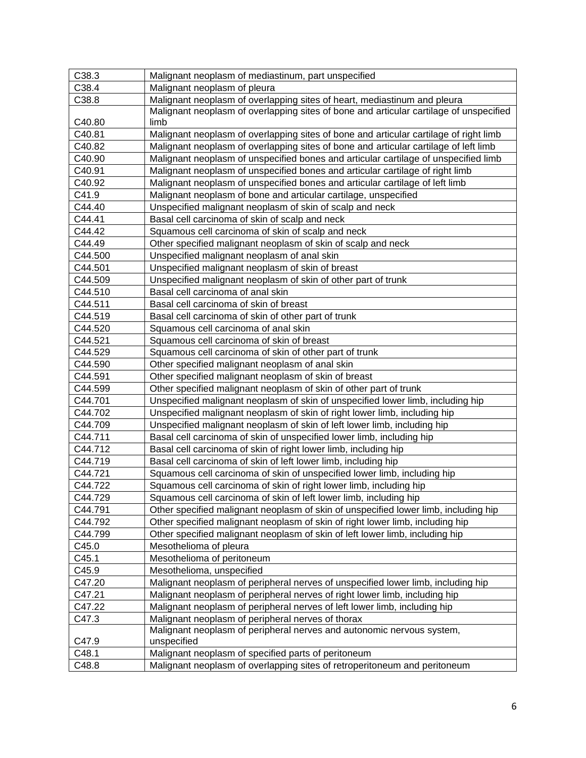| C38.3 | Malignant neoplasm of mediastinum, part unspecified |
|---|---|
| C38.4 | Malignant neoplasm of pleura |
| C38.8 | Malignant neoplasm of overlapping sites of heart, mediastinum and pleura |
| C40.80 | Malignant neoplasm of overlapping sites of bone and articular cartilage of unspecified limb |
| C40.81 | Malignant neoplasm of overlapping sites of bone and articular cartilage of right limb |
| C40.82 | Malignant neoplasm of overlapping sites of bone and articular cartilage of left limb |
| C40.90 | Malignant neoplasm of unspecified bones and articular cartilage of unspecified limb |
| C40.91 | Malignant neoplasm of unspecified bones and articular cartilage of right limb |
| C40.92 | Malignant neoplasm of unspecified bones and articular cartilage of left limb |
| C41.9 | Malignant neoplasm of bone and articular cartilage, unspecified |
| C44.40 | Unspecified malignant neoplasm of skin of scalp and neck |
| C44.41 | Basal cell carcinoma of skin of scalp and neck |
| C44.42 | Squamous cell carcinoma of skin of scalp and neck |
| C44.49 | Other specified malignant neoplasm of skin of scalp and neck |
| C44.500 | Unspecified malignant neoplasm of anal skin |
| C44.501 | Unspecified malignant neoplasm of skin of breast |
| C44.509 | Unspecified malignant neoplasm of skin of other part of trunk |
| C44.510 | Basal cell carcinoma of anal skin |
| C44.511 | Basal cell carcinoma of skin of breast |
| C44.519 | Basal cell carcinoma of skin of other part of trunk |
| C44.520 | Squamous cell carcinoma of anal skin |
| C44.521 | Squamous cell carcinoma of skin of breast |
| C44.529 | Squamous cell carcinoma of skin of other part of trunk |
| C44.590 | Other specified malignant neoplasm of anal skin |
| C44.591 | Other specified malignant neoplasm of skin of breast |
| C44.599 | Other specified malignant neoplasm of skin of other part of trunk |
| C44.701 | Unspecified malignant neoplasm of skin of unspecified lower limb, including hip |
| C44.702 | Unspecified malignant neoplasm of skin of right lower limb, including hip |
| C44.709 | Unspecified malignant neoplasm of skin of left lower limb, including hip |
| C44.711 | Basal cell carcinoma of skin of unspecified lower limb, including hip |
| C44.712 | Basal cell carcinoma of skin of right lower limb, including hip |
| C44.719 | Basal cell carcinoma of skin of left lower limb, including hip |
| C44.721 | Squamous cell carcinoma of skin of unspecified lower limb, including hip |
| C44.722 | Squamous cell carcinoma of skin of right lower limb, including hip |
| C44.729 | Squamous cell carcinoma of skin of left lower limb, including hip |
| C44.791 | Other specified malignant neoplasm of skin of unspecified lower limb, including hip |
| C44.792 | Other specified malignant neoplasm of skin of right lower limb, including hip |
| C44.799 | Other specified malignant neoplasm of skin of left lower limb, including hip |
| C45.0 | Mesothelioma of pleura |
| C45.1 | Mesothelioma of peritoneum |
| C45.9 | Mesothelioma, unspecified |
| C47.20 | Malignant neoplasm of peripheral nerves of unspecified lower limb, including hip |
| C47.21 | Malignant neoplasm of peripheral nerves of right lower limb, including hip |
| C47.22 | Malignant neoplasm of peripheral nerves of left lower limb, including hip |
| C47.3 | Malignant neoplasm of peripheral nerves of thorax |
| C47.9 | Malignant neoplasm of peripheral nerves and autonomic nervous system, unspecified |
| C48.1 | Malignant neoplasm of specified parts of peritoneum |
| C48.8 | Malignant neoplasm of overlapping sites of retroperitoneum and peritoneum |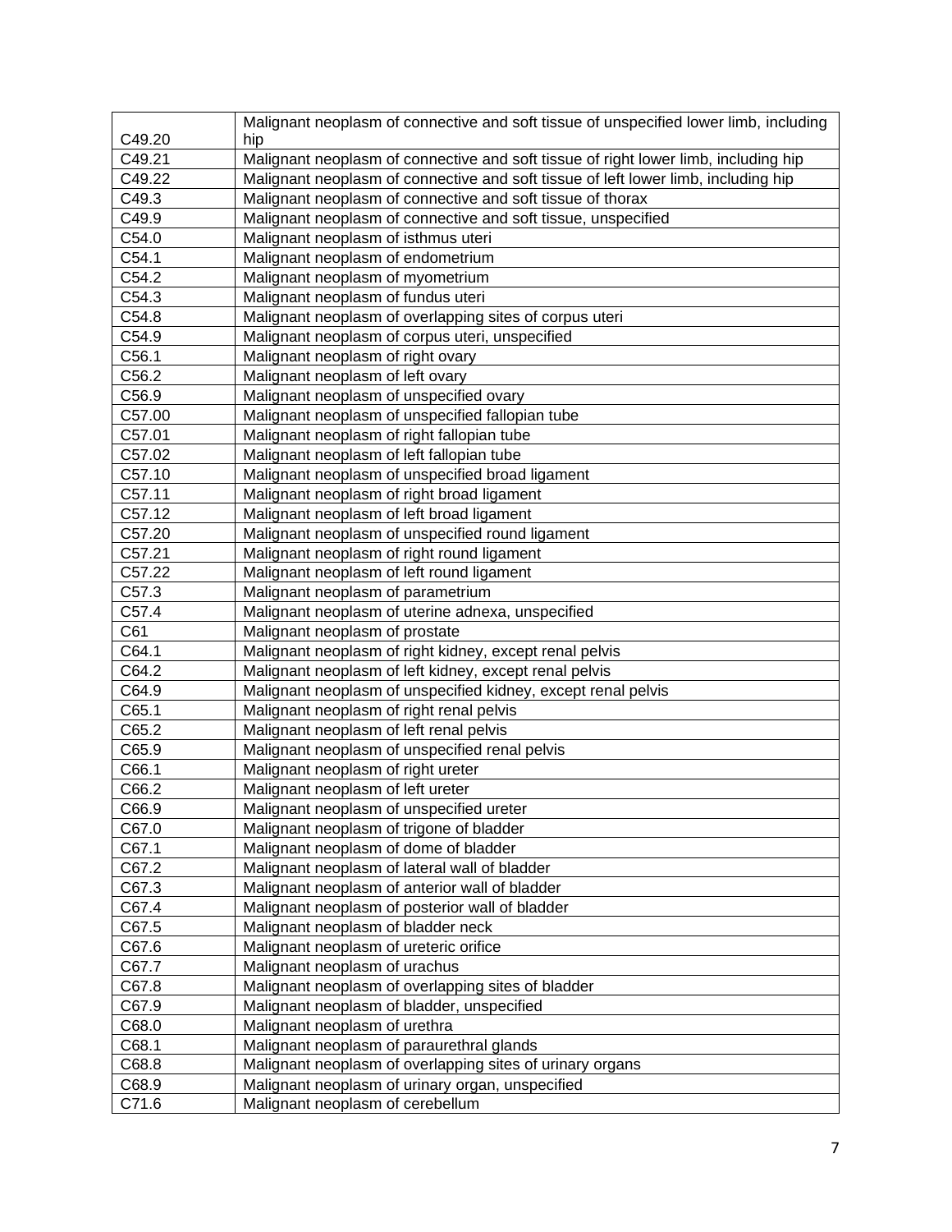| C49.20 | Malignant neoplasm of connective and soft tissue of unspecified lower limb, including hip |
|---|---|
| C49.21 | Malignant neoplasm of connective and soft tissue of right lower limb, including hip |
| C49.22 | Malignant neoplasm of connective and soft tissue of left lower limb, including hip |
| C49.3 | Malignant neoplasm of connective and soft tissue of thorax |
| C49.9 | Malignant neoplasm of connective and soft tissue, unspecified |
| C54.0 | Malignant neoplasm of isthmus uteri |
| C54.1 | Malignant neoplasm of endometrium |
| C54.2 | Malignant neoplasm of myometrium |
| C54.3 | Malignant neoplasm of fundus uteri |
| C54.8 | Malignant neoplasm of overlapping sites of corpus uteri |
| C54.9 | Malignant neoplasm of corpus uteri, unspecified |
| C56.1 | Malignant neoplasm of right ovary |
| C56.2 | Malignant neoplasm of left ovary |
| C56.9 | Malignant neoplasm of unspecified ovary |
| C57.00 | Malignant neoplasm of unspecified fallopian tube |
| C57.01 | Malignant neoplasm of right fallopian tube |
| C57.02 | Malignant neoplasm of left fallopian tube |
| C57.10 | Malignant neoplasm of unspecified broad ligament |
| C57.11 | Malignant neoplasm of right broad ligament |
| C57.12 | Malignant neoplasm of left broad ligament |
| C57.20 | Malignant neoplasm of unspecified round ligament |
| C57.21 | Malignant neoplasm of right round ligament |
| C57.22 | Malignant neoplasm of left round ligament |
| C57.3 | Malignant neoplasm of parametrium |
| C57.4 | Malignant neoplasm of uterine adnexa, unspecified |
| C61 | Malignant neoplasm of prostate |
| C64.1 | Malignant neoplasm of right kidney, except renal pelvis |
| C64.2 | Malignant neoplasm of left kidney, except renal pelvis |
| C64.9 | Malignant neoplasm of unspecified kidney, except renal pelvis |
| C65.1 | Malignant neoplasm of right renal pelvis |
| C65.2 | Malignant neoplasm of left renal pelvis |
| C65.9 | Malignant neoplasm of unspecified renal pelvis |
| C66.1 | Malignant neoplasm of right ureter |
| C66.2 | Malignant neoplasm of left ureter |
| C66.9 | Malignant neoplasm of unspecified ureter |
| C67.0 | Malignant neoplasm of trigone of bladder |
| C67.1 | Malignant neoplasm of dome of bladder |
| C67.2 | Malignant neoplasm of lateral wall of bladder |
| C67.3 | Malignant neoplasm of anterior wall of bladder |
| C67.4 | Malignant neoplasm of posterior wall of bladder |
| C67.5 | Malignant neoplasm of bladder neck |
| C67.6 | Malignant neoplasm of ureteric orifice |
| C67.7 | Malignant neoplasm of urachus |
| C67.8 | Malignant neoplasm of overlapping sites of bladder |
| C67.9 | Malignant neoplasm of bladder, unspecified |
| C68.0 | Malignant neoplasm of urethra |
| C68.1 | Malignant neoplasm of paraurethral glands |
| C68.8 | Malignant neoplasm of overlapping sites of urinary organs |
| C68.9 | Malignant neoplasm of urinary organ, unspecified |
| C71.6 | Malignant neoplasm of cerebellum |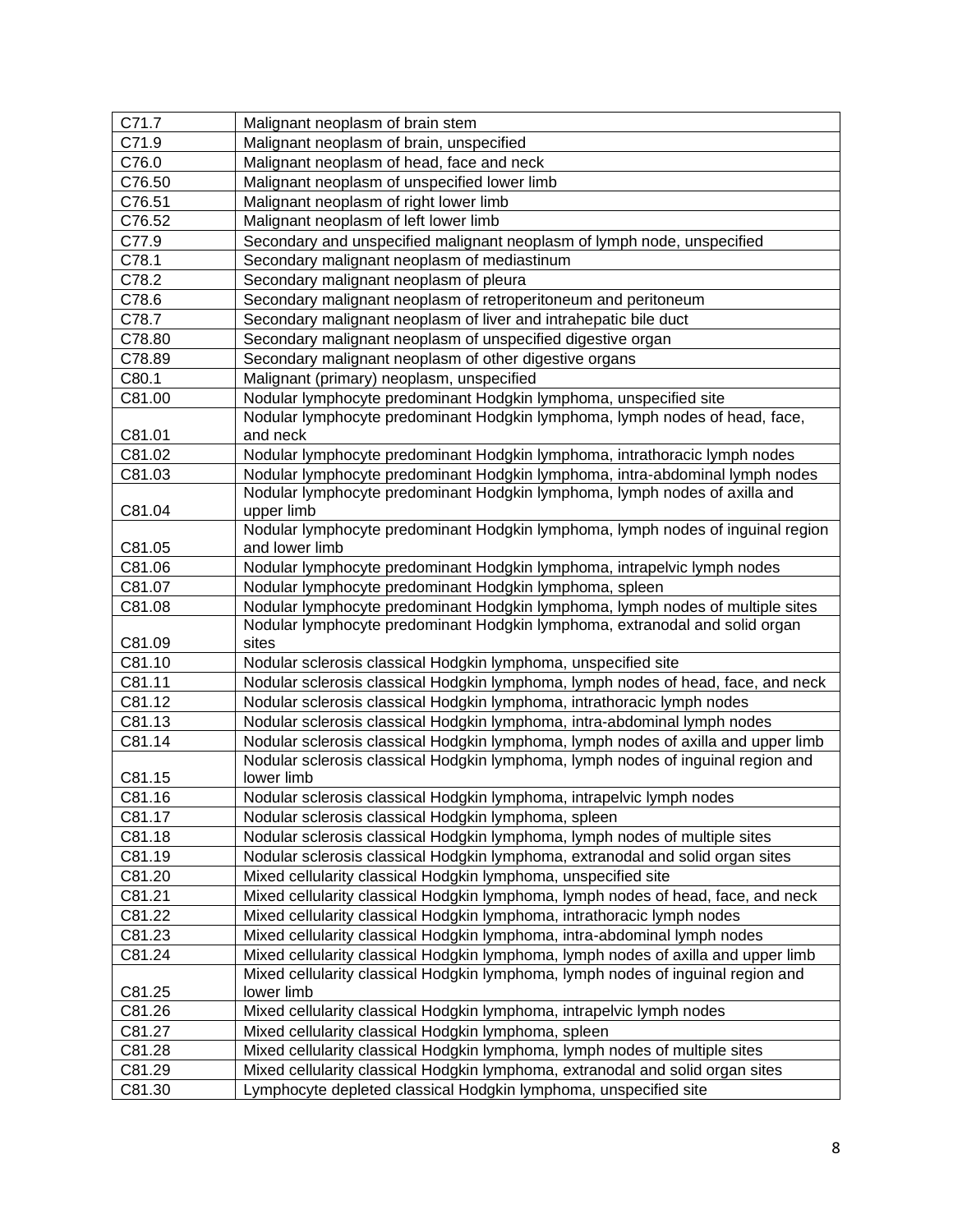| C71.7 | Malignant neoplasm of brain stem |
|---|---|
| C71.9 | Malignant neoplasm of brain, unspecified |
| C76.0 | Malignant neoplasm of head, face and neck |
| C76.50 | Malignant neoplasm of unspecified lower limb |
| C76.51 | Malignant neoplasm of right lower limb |
| C76.52 | Malignant neoplasm of left lower limb |
| C77.9 | Secondary and unspecified malignant neoplasm of lymph node, unspecified |
| C78.1 | Secondary malignant neoplasm of mediastinum |
| C78.2 | Secondary malignant neoplasm of pleura |
| C78.6 | Secondary malignant neoplasm of retroperitoneum and peritoneum |
| C78.7 | Secondary malignant neoplasm of liver and intrahepatic bile duct |
| C78.80 | Secondary malignant neoplasm of unspecified digestive organ |
| C78.89 | Secondary malignant neoplasm of other digestive organs |
| C80.1 | Malignant (primary) neoplasm, unspecified |
| C81.00 | Nodular lymphocyte predominant Hodgkin lymphoma, unspecified site |
| C81.01 | Nodular lymphocyte predominant Hodgkin lymphoma, lymph nodes of head, face, and neck |
| C81.02 | Nodular lymphocyte predominant Hodgkin lymphoma, intrathoracic lymph nodes |
| C81.03 | Nodular lymphocyte predominant Hodgkin lymphoma, intra-abdominal lymph nodes |
| C81.04 | Nodular lymphocyte predominant Hodgkin lymphoma, lymph nodes of axilla and upper limb |
| C81.05 | Nodular lymphocyte predominant Hodgkin lymphoma, lymph nodes of inguinal region and lower limb |
| C81.06 | Nodular lymphocyte predominant Hodgkin lymphoma, intrapelvic lymph nodes |
| C81.07 | Nodular lymphocyte predominant Hodgkin lymphoma, spleen |
| C81.08 | Nodular lymphocyte predominant Hodgkin lymphoma, lymph nodes of multiple sites |
| C81.09 | Nodular lymphocyte predominant Hodgkin lymphoma, extranodal and solid organ sites |
| C81.10 | Nodular sclerosis classical Hodgkin lymphoma, unspecified site |
| C81.11 | Nodular sclerosis classical Hodgkin lymphoma, lymph nodes of head, face, and neck |
| C81.12 | Nodular sclerosis classical Hodgkin lymphoma, intrathoracic lymph nodes |
| C81.13 | Nodular sclerosis classical Hodgkin lymphoma, intra-abdominal lymph nodes |
| C81.14 | Nodular sclerosis classical Hodgkin lymphoma, lymph nodes of axilla and upper limb |
| C81.15 | Nodular sclerosis classical Hodgkin lymphoma, lymph nodes of inguinal region and lower limb |
| C81.16 | Nodular sclerosis classical Hodgkin lymphoma, intrapelvic lymph nodes |
| C81.17 | Nodular sclerosis classical Hodgkin lymphoma, spleen |
| C81.18 | Nodular sclerosis classical Hodgkin lymphoma, lymph nodes of multiple sites |
| C81.19 | Nodular sclerosis classical Hodgkin lymphoma, extranodal and solid organ sites |
| C81.20 | Mixed cellularity classical Hodgkin lymphoma, unspecified site |
| C81.21 | Mixed cellularity classical Hodgkin lymphoma, lymph nodes of head, face, and neck |
| C81.22 | Mixed cellularity classical Hodgkin lymphoma, intrathoracic lymph nodes |
| C81.23 | Mixed cellularity classical Hodgkin lymphoma, intra-abdominal lymph nodes |
| C81.24 | Mixed cellularity classical Hodgkin lymphoma, lymph nodes of axilla and upper limb |
| C81.25 | Mixed cellularity classical Hodgkin lymphoma, lymph nodes of inguinal region and lower limb |
| C81.26 | Mixed cellularity classical Hodgkin lymphoma, intrapelvic lymph nodes |
| C81.27 | Mixed cellularity classical Hodgkin lymphoma, spleen |
| C81.28 | Mixed cellularity classical Hodgkin lymphoma, lymph nodes of multiple sites |
| C81.29 | Mixed cellularity classical Hodgkin lymphoma, extranodal and solid organ sites |
| C81.30 | Lymphocyte depleted classical Hodgkin lymphoma, unspecified site |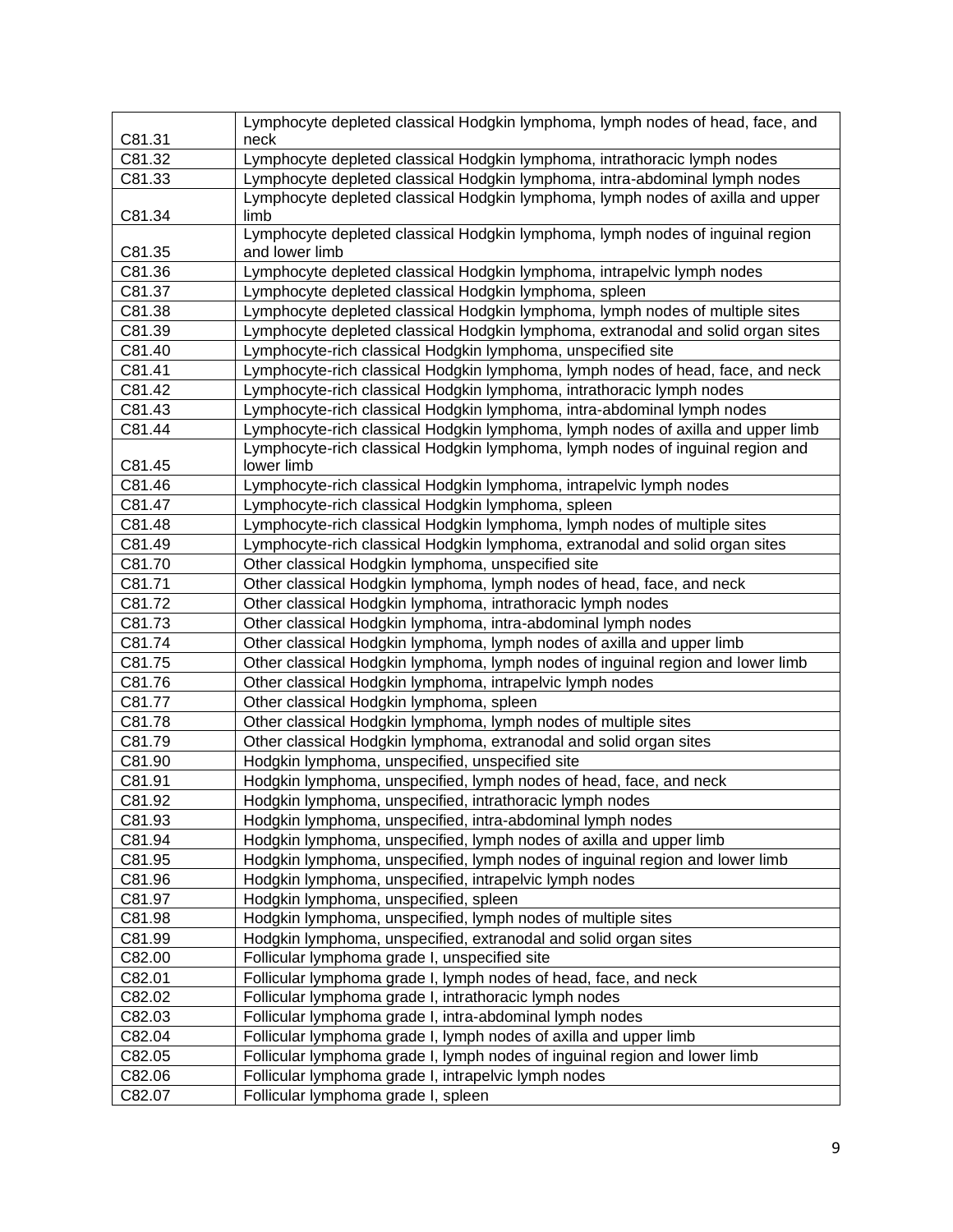| | |
|---|---|
| C81.31 | Lymphocyte depleted classical Hodgkin lymphoma, lymph nodes of head, face, and neck |
| C81.32 | Lymphocyte depleted classical Hodgkin lymphoma, intrathoracic lymph nodes |
| C81.33 | Lymphocyte depleted classical Hodgkin lymphoma, intra-abdominal lymph nodes |
| C81.34 | Lymphocyte depleted classical Hodgkin lymphoma, lymph nodes of axilla and upper limb |
| C81.35 | Lymphocyte depleted classical Hodgkin lymphoma, lymph nodes of inguinal region and lower limb |
| C81.36 | Lymphocyte depleted classical Hodgkin lymphoma, intrapelvic lymph nodes |
| C81.37 | Lymphocyte depleted classical Hodgkin lymphoma, spleen |
| C81.38 | Lymphocyte depleted classical Hodgkin lymphoma, lymph nodes of multiple sites |
| C81.39 | Lymphocyte depleted classical Hodgkin lymphoma, extranodal and solid organ sites |
| C81.40 | Lymphocyte-rich classical Hodgkin lymphoma, unspecified site |
| C81.41 | Lymphocyte-rich classical Hodgkin lymphoma, lymph nodes of head, face, and neck |
| C81.42 | Lymphocyte-rich classical Hodgkin lymphoma, intrathoracic lymph nodes |
| C81.43 | Lymphocyte-rich classical Hodgkin lymphoma, intra-abdominal lymph nodes |
| C81.44 | Lymphocyte-rich classical Hodgkin lymphoma, lymph nodes of axilla and upper limb |
| C81.45 | Lymphocyte-rich classical Hodgkin lymphoma, lymph nodes of inguinal region and lower limb |
| C81.46 | Lymphocyte-rich classical Hodgkin lymphoma, intrapelvic lymph nodes |
| C81.47 | Lymphocyte-rich classical Hodgkin lymphoma, spleen |
| C81.48 | Lymphocyte-rich classical Hodgkin lymphoma, lymph nodes of multiple sites |
| C81.49 | Lymphocyte-rich classical Hodgkin lymphoma, extranodal and solid organ sites |
| C81.70 | Other classical Hodgkin lymphoma, unspecified site |
| C81.71 | Other classical Hodgkin lymphoma, lymph nodes of head, face, and neck |
| C81.72 | Other classical Hodgkin lymphoma, intrathoracic lymph nodes |
| C81.73 | Other classical Hodgkin lymphoma, intra-abdominal lymph nodes |
| C81.74 | Other classical Hodgkin lymphoma, lymph nodes of axilla and upper limb |
| C81.75 | Other classical Hodgkin lymphoma, lymph nodes of inguinal region and lower limb |
| C81.76 | Other classical Hodgkin lymphoma, intrapelvic lymph nodes |
| C81.77 | Other classical Hodgkin lymphoma, spleen |
| C81.78 | Other classical Hodgkin lymphoma, lymph nodes of multiple sites |
| C81.79 | Other classical Hodgkin lymphoma, extranodal and solid organ sites |
| C81.90 | Hodgkin lymphoma, unspecified, unspecified site |
| C81.91 | Hodgkin lymphoma, unspecified, lymph nodes of head, face, and neck |
| C81.92 | Hodgkin lymphoma, unspecified, intrathoracic lymph nodes |
| C81.93 | Hodgkin lymphoma, unspecified, intra-abdominal lymph nodes |
| C81.94 | Hodgkin lymphoma, unspecified, lymph nodes of axilla and upper limb |
| C81.95 | Hodgkin lymphoma, unspecified, lymph nodes of inguinal region and lower limb |
| C81.96 | Hodgkin lymphoma, unspecified, intrapelvic lymph nodes |
| C81.97 | Hodgkin lymphoma, unspecified, spleen |
| C81.98 | Hodgkin lymphoma, unspecified, lymph nodes of multiple sites |
| C81.99 | Hodgkin lymphoma, unspecified, extranodal and solid organ sites |
| C82.00 | Follicular lymphoma grade I, unspecified site |
| C82.01 | Follicular lymphoma grade I, lymph nodes of head, face, and neck |
| C82.02 | Follicular lymphoma grade I, intrathoracic lymph nodes |
| C82.03 | Follicular lymphoma grade I, intra-abdominal lymph nodes |
| C82.04 | Follicular lymphoma grade I, lymph nodes of axilla and upper limb |
| C82.05 | Follicular lymphoma grade I, lymph nodes of inguinal region and lower limb |
| C82.06 | Follicular lymphoma grade I, intrapelvic lymph nodes |
| C82.07 | Follicular lymphoma grade I, spleen |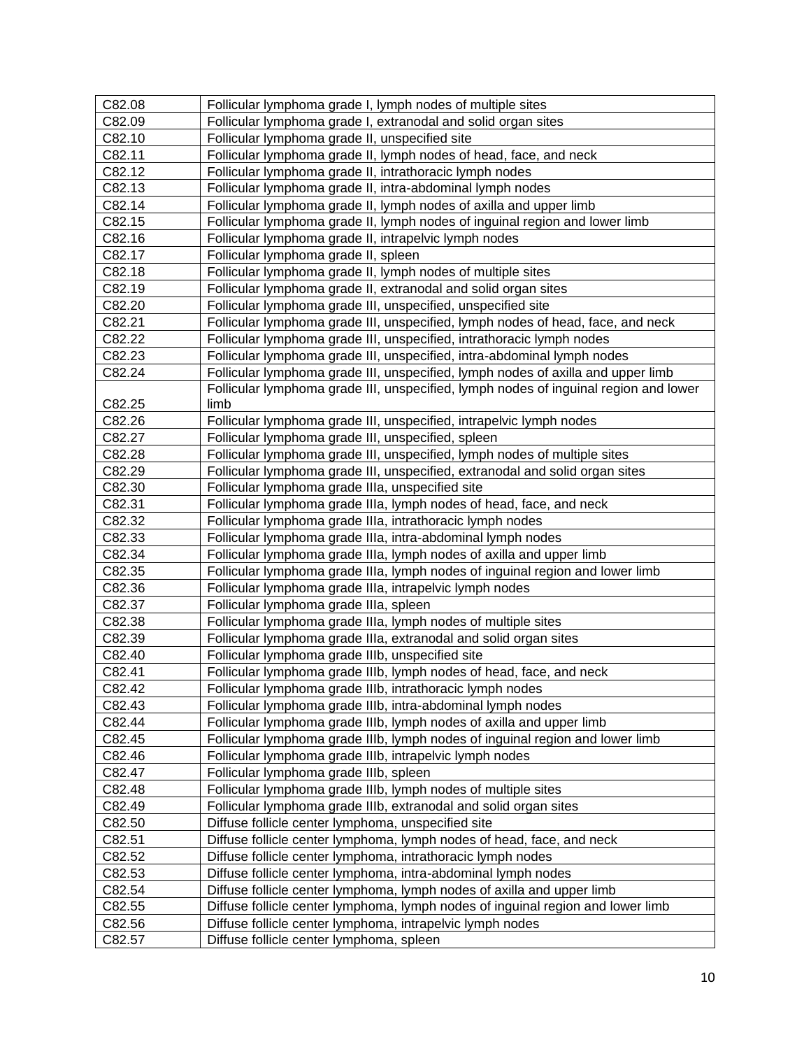| C82.08 | Follicular lymphoma grade I, lymph nodes of multiple sites |
|---|---|
| C82.09 | Follicular lymphoma grade I, extranodal and solid organ sites |
| C82.10 | Follicular lymphoma grade II, unspecified site |
| C82.11 | Follicular lymphoma grade II, lymph nodes of head, face, and neck |
| C82.12 | Follicular lymphoma grade II, intrathoracic lymph nodes |
| C82.13 | Follicular lymphoma grade II, intra-abdominal lymph nodes |
| C82.14 | Follicular lymphoma grade II, lymph nodes of axilla and upper limb |
| C82.15 | Follicular lymphoma grade II, lymph nodes of inguinal region and lower limb |
| C82.16 | Follicular lymphoma grade II, intrapelvic lymph nodes |
| C82.17 | Follicular lymphoma grade II, spleen |
| C82.18 | Follicular lymphoma grade II, lymph nodes of multiple sites |
| C82.19 | Follicular lymphoma grade II, extranodal and solid organ sites |
| C82.20 | Follicular lymphoma grade III, unspecified, unspecified site |
| C82.21 | Follicular lymphoma grade III, unspecified, lymph nodes of head, face, and neck |
| C82.22 | Follicular lymphoma grade III, unspecified, intrathoracic lymph nodes |
| C82.23 | Follicular lymphoma grade III, unspecified, intra-abdominal lymph nodes |
| C82.24 | Follicular lymphoma grade III, unspecified, lymph nodes of axilla and upper limb |
| C82.25 | Follicular lymphoma grade III, unspecified, lymph nodes of inguinal region and lower limb |
| C82.26 | Follicular lymphoma grade III, unspecified, intrapelvic lymph nodes |
| C82.27 | Follicular lymphoma grade III, unspecified, spleen |
| C82.28 | Follicular lymphoma grade III, unspecified, lymph nodes of multiple sites |
| C82.29 | Follicular lymphoma grade III, unspecified, extranodal and solid organ sites |
| C82.30 | Follicular lymphoma grade IIIa, unspecified site |
| C82.31 | Follicular lymphoma grade IIIa, lymph nodes of head, face, and neck |
| C82.32 | Follicular lymphoma grade IIIa, intrathoracic lymph nodes |
| C82.33 | Follicular lymphoma grade IIIa, intra-abdominal lymph nodes |
| C82.34 | Follicular lymphoma grade IIIa, lymph nodes of axilla and upper limb |
| C82.35 | Follicular lymphoma grade IIIa, lymph nodes of inguinal region and lower limb |
| C82.36 | Follicular lymphoma grade IIIa, intrapelvic lymph nodes |
| C82.37 | Follicular lymphoma grade IIIa, spleen |
| C82.38 | Follicular lymphoma grade IIIa, lymph nodes of multiple sites |
| C82.39 | Follicular lymphoma grade IIIa, extranodal and solid organ sites |
| C82.40 | Follicular lymphoma grade IIIb, unspecified site |
| C82.41 | Follicular lymphoma grade IIIb, lymph nodes of head, face, and neck |
| C82.42 | Follicular lymphoma grade IIIb, intrathoracic lymph nodes |
| C82.43 | Follicular lymphoma grade IIIb, intra-abdominal lymph nodes |
| C82.44 | Follicular lymphoma grade IIIb, lymph nodes of axilla and upper limb |
| C82.45 | Follicular lymphoma grade IIIb, lymph nodes of inguinal region and lower limb |
| C82.46 | Follicular lymphoma grade IIIb, intrapelvic lymph nodes |
| C82.47 | Follicular lymphoma grade IIIb, spleen |
| C82.48 | Follicular lymphoma grade IIIb, lymph nodes of multiple sites |
| C82.49 | Follicular lymphoma grade IIIb, extranodal and solid organ sites |
| C82.50 | Diffuse follicle center lymphoma, unspecified site |
| C82.51 | Diffuse follicle center lymphoma, lymph nodes of head, face, and neck |
| C82.52 | Diffuse follicle center lymphoma, intrathoracic lymph nodes |
| C82.53 | Diffuse follicle center lymphoma, intra-abdominal lymph nodes |
| C82.54 | Diffuse follicle center lymphoma, lymph nodes of axilla and upper limb |
| C82.55 | Diffuse follicle center lymphoma, lymph nodes of inguinal region and lower limb |
| C82.56 | Diffuse follicle center lymphoma, intrapelvic lymph nodes |
| C82.57 | Diffuse follicle center lymphoma, spleen |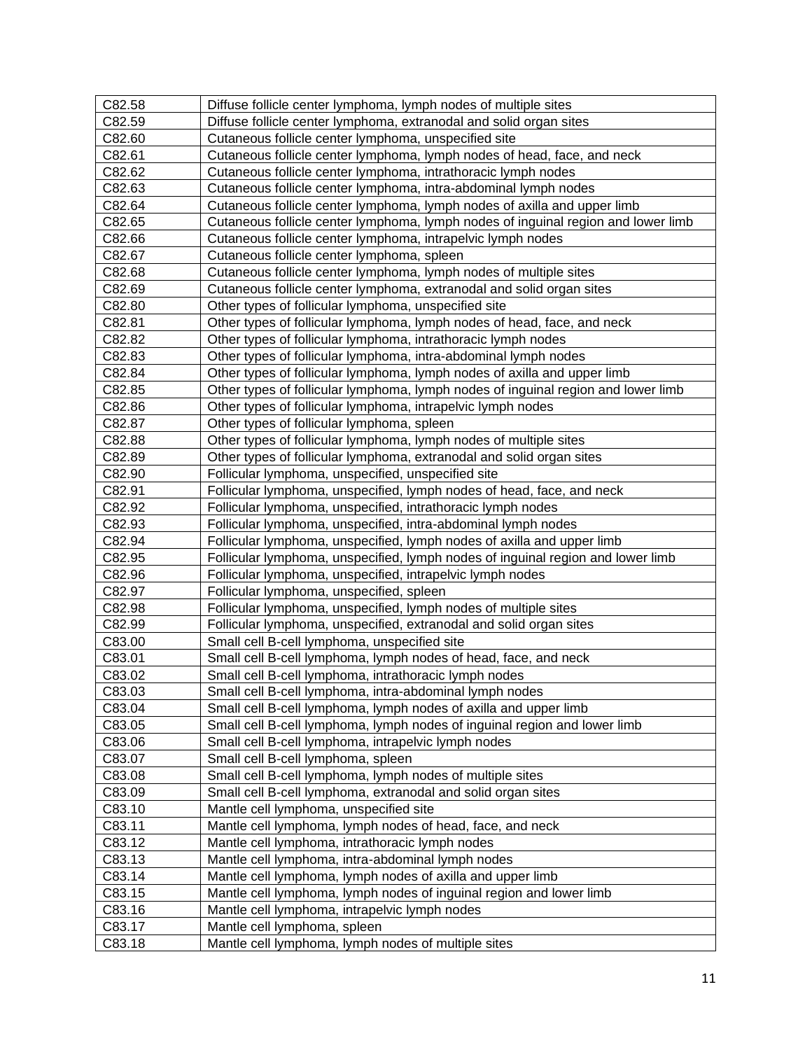| C82.58 | Diffuse follicle center lymphoma, lymph nodes of multiple sites |
|---|---|
| C82.59 | Diffuse follicle center lymphoma, extranodal and solid organ sites |
| C82.60 | Cutaneous follicle center lymphoma, unspecified site |
| C82.61 | Cutaneous follicle center lymphoma, lymph nodes of head, face, and neck |
| C82.62 | Cutaneous follicle center lymphoma, intrathoracic lymph nodes |
| C82.63 | Cutaneous follicle center lymphoma, intra-abdominal lymph nodes |
| C82.64 | Cutaneous follicle center lymphoma, lymph nodes of axilla and upper limb |
| C82.65 | Cutaneous follicle center lymphoma, lymph nodes of inguinal region and lower limb |
| C82.66 | Cutaneous follicle center lymphoma, intrapelvic lymph nodes |
| C82.67 | Cutaneous follicle center lymphoma, spleen |
| C82.68 | Cutaneous follicle center lymphoma, lymph nodes of multiple sites |
| C82.69 | Cutaneous follicle center lymphoma, extranodal and solid organ sites |
| C82.80 | Other types of follicular lymphoma, unspecified site |
| C82.81 | Other types of follicular lymphoma, lymph nodes of head, face, and neck |
| C82.82 | Other types of follicular lymphoma, intrathoracic lymph nodes |
| C82.83 | Other types of follicular lymphoma, intra-abdominal lymph nodes |
| C82.84 | Other types of follicular lymphoma, lymph nodes of axilla and upper limb |
| C82.85 | Other types of follicular lymphoma, lymph nodes of inguinal region and lower limb |
| C82.86 | Other types of follicular lymphoma, intrapelvic lymph nodes |
| C82.87 | Other types of follicular lymphoma, spleen |
| C82.88 | Other types of follicular lymphoma, lymph nodes of multiple sites |
| C82.89 | Other types of follicular lymphoma, extranodal and solid organ sites |
| C82.90 | Follicular lymphoma, unspecified, unspecified site |
| C82.91 | Follicular lymphoma, unspecified, lymph nodes of head, face, and neck |
| C82.92 | Follicular lymphoma, unspecified, intrathoracic lymph nodes |
| C82.93 | Follicular lymphoma, unspecified, intra-abdominal lymph nodes |
| C82.94 | Follicular lymphoma, unspecified, lymph nodes of axilla and upper limb |
| C82.95 | Follicular lymphoma, unspecified, lymph nodes of inguinal region and lower limb |
| C82.96 | Follicular lymphoma, unspecified, intrapelvic lymph nodes |
| C82.97 | Follicular lymphoma, unspecified, spleen |
| C82.98 | Follicular lymphoma, unspecified, lymph nodes of multiple sites |
| C82.99 | Follicular lymphoma, unspecified, extranodal and solid organ sites |
| C83.00 | Small cell B-cell lymphoma, unspecified site |
| C83.01 | Small cell B-cell lymphoma, lymph nodes of head, face, and neck |
| C83.02 | Small cell B-cell lymphoma, intrathoracic lymph nodes |
| C83.03 | Small cell B-cell lymphoma, intra-abdominal lymph nodes |
| C83.04 | Small cell B-cell lymphoma, lymph nodes of axilla and upper limb |
| C83.05 | Small cell B-cell lymphoma, lymph nodes of inguinal region and lower limb |
| C83.06 | Small cell B-cell lymphoma, intrapelvic lymph nodes |
| C83.07 | Small cell B-cell lymphoma, spleen |
| C83.08 | Small cell B-cell lymphoma, lymph nodes of multiple sites |
| C83.09 | Small cell B-cell lymphoma, extranodal and solid organ sites |
| C83.10 | Mantle cell lymphoma, unspecified site |
| C83.11 | Mantle cell lymphoma, lymph nodes of head, face, and neck |
| C83.12 | Mantle cell lymphoma, intrathoracic lymph nodes |
| C83.13 | Mantle cell lymphoma, intra-abdominal lymph nodes |
| C83.14 | Mantle cell lymphoma, lymph nodes of axilla and upper limb |
| C83.15 | Mantle cell lymphoma, lymph nodes of inguinal region and lower limb |
| C83.16 | Mantle cell lymphoma, intrapelvic lymph nodes |
| C83.17 | Mantle cell lymphoma, spleen |
| C83.18 | Mantle cell lymphoma, lymph nodes of multiple sites |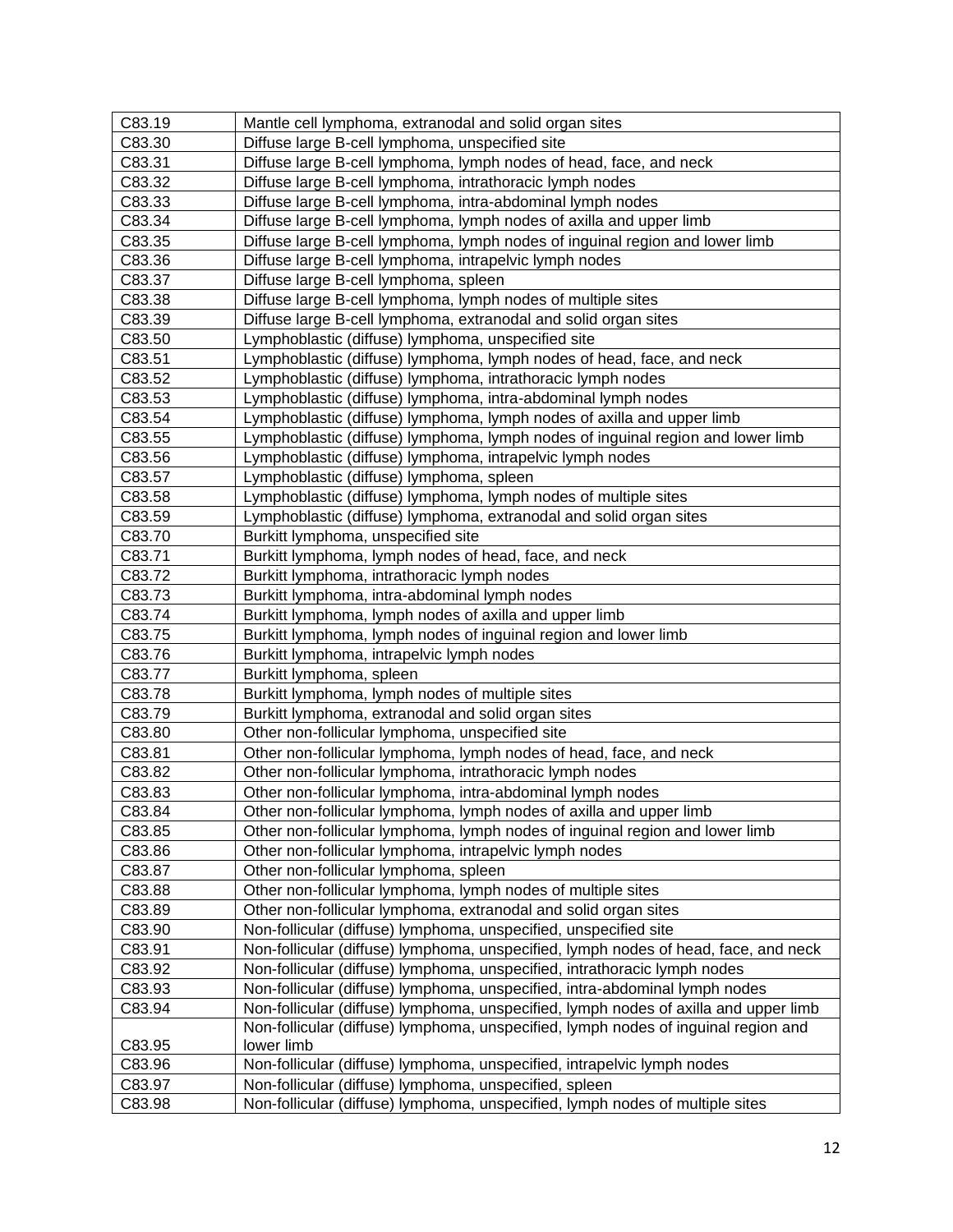| C83.19 | Mantle cell lymphoma, extranodal and solid organ sites |
|---|---|
| C83.30 | Diffuse large B-cell lymphoma, unspecified site |
| C83.31 | Diffuse large B-cell lymphoma, lymph nodes of head, face, and neck |
| C83.32 | Diffuse large B-cell lymphoma, intrathoracic lymph nodes |
| C83.33 | Diffuse large B-cell lymphoma, intra-abdominal lymph nodes |
| C83.34 | Diffuse large B-cell lymphoma, lymph nodes of axilla and upper limb |
| C83.35 | Diffuse large B-cell lymphoma, lymph nodes of inguinal region and lower limb |
| C83.36 | Diffuse large B-cell lymphoma, intrapelvic lymph nodes |
| C83.37 | Diffuse large B-cell lymphoma, spleen |
| C83.38 | Diffuse large B-cell lymphoma, lymph nodes of multiple sites |
| C83.39 | Diffuse large B-cell lymphoma, extranodal and solid organ sites |
| C83.50 | Lymphoblastic (diffuse) lymphoma, unspecified site |
| C83.51 | Lymphoblastic (diffuse) lymphoma, lymph nodes of head, face, and neck |
| C83.52 | Lymphoblastic (diffuse) lymphoma, intrathoracic lymph nodes |
| C83.53 | Lymphoblastic (diffuse) lymphoma, intra-abdominal lymph nodes |
| C83.54 | Lymphoblastic (diffuse) lymphoma, lymph nodes of axilla and upper limb |
| C83.55 | Lymphoblastic (diffuse) lymphoma, lymph nodes of inguinal region and lower limb |
| C83.56 | Lymphoblastic (diffuse) lymphoma, intrapelvic lymph nodes |
| C83.57 | Lymphoblastic (diffuse) lymphoma, spleen |
| C83.58 | Lymphoblastic (diffuse) lymphoma, lymph nodes of multiple sites |
| C83.59 | Lymphoblastic (diffuse) lymphoma, extranodal and solid organ sites |
| C83.70 | Burkitt lymphoma, unspecified site |
| C83.71 | Burkitt lymphoma, lymph nodes of head, face, and neck |
| C83.72 | Burkitt lymphoma, intrathoracic lymph nodes |
| C83.73 | Burkitt lymphoma, intra-abdominal lymph nodes |
| C83.74 | Burkitt lymphoma, lymph nodes of axilla and upper limb |
| C83.75 | Burkitt lymphoma, lymph nodes of inguinal region and lower limb |
| C83.76 | Burkitt lymphoma, intrapelvic lymph nodes |
| C83.77 | Burkitt lymphoma, spleen |
| C83.78 | Burkitt lymphoma, lymph nodes of multiple sites |
| C83.79 | Burkitt lymphoma, extranodal and solid organ sites |
| C83.80 | Other non-follicular lymphoma, unspecified site |
| C83.81 | Other non-follicular lymphoma, lymph nodes of head, face, and neck |
| C83.82 | Other non-follicular lymphoma, intrathoracic lymph nodes |
| C83.83 | Other non-follicular lymphoma, intra-abdominal lymph nodes |
| C83.84 | Other non-follicular lymphoma, lymph nodes of axilla and upper limb |
| C83.85 | Other non-follicular lymphoma, lymph nodes of inguinal region and lower limb |
| C83.86 | Other non-follicular lymphoma, intrapelvic lymph nodes |
| C83.87 | Other non-follicular lymphoma, spleen |
| C83.88 | Other non-follicular lymphoma, lymph nodes of multiple sites |
| C83.89 | Other non-follicular lymphoma, extranodal and solid organ sites |
| C83.90 | Non-follicular (diffuse) lymphoma, unspecified, unspecified site |
| C83.91 | Non-follicular (diffuse) lymphoma, unspecified, lymph nodes of head, face, and neck |
| C83.92 | Non-follicular (diffuse) lymphoma, unspecified, intrathoracic lymph nodes |
| C83.93 | Non-follicular (diffuse) lymphoma, unspecified, intra-abdominal lymph nodes |
| C83.94 | Non-follicular (diffuse) lymphoma, unspecified, lymph nodes of axilla and upper limb |
| C83.95 | Non-follicular (diffuse) lymphoma, unspecified, lymph nodes of inguinal region and lower limb |
| C83.96 | Non-follicular (diffuse) lymphoma, unspecified, intrapelvic lymph nodes |
| C83.97 | Non-follicular (diffuse) lymphoma, unspecified, spleen |
| C83.98 | Non-follicular (diffuse) lymphoma, unspecified, lymph nodes of multiple sites |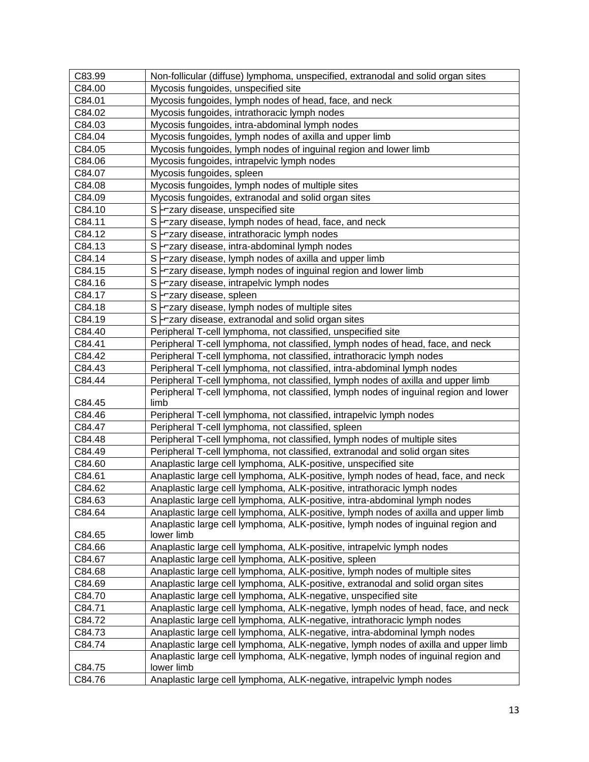| C83.99 | Non-follicular (diffuse) lymphoma, unspecified, extranodal and solid organ sites |
|---|---|
| C84.00 | Mycosis fungoides, unspecified site |
| C84.01 | Mycosis fungoides, lymph nodes of head, face, and neck |
| C84.02 | Mycosis fungoides, intrathoracic lymph nodes |
| C84.03 | Mycosis fungoides, intra-abdominal lymph nodes |
| C84.04 | Mycosis fungoides, lymph nodes of axilla and upper limb |
| C84.05 | Mycosis fungoides, lymph nodes of inguinal region and lower limb |
| C84.06 | Mycosis fungoides, intrapelvic lymph nodes |
| C84.07 | Mycosis fungoides, spleen |
| C84.08 | Mycosis fungoides, lymph nodes of multiple sites |
| C84.09 | Mycosis fungoides, extranodal and solid organ sites |
| C84.10 | S├⌐zary disease, unspecified site |
| C84.11 | S├⌐zary disease, lymph nodes of head, face, and neck |
| C84.12 | S├⌐zary disease, intrathoracic lymph nodes |
| C84.13 | S├⌐zary disease, intra-abdominal lymph nodes |
| C84.14 | S├⌐zary disease, lymph nodes of axilla and upper limb |
| C84.15 | S├⌐zary disease, lymph nodes of inguinal region and lower limb |
| C84.16 | S├⌐zary disease, intrapelvic lymph nodes |
| C84.17 | S├⌐zary disease, spleen |
| C84.18 | S├⌐zary disease, lymph nodes of multiple sites |
| C84.19 | S├⌐zary disease, extranodal and solid organ sites |
| C84.40 | Peripheral T-cell lymphoma, not classified, unspecified site |
| C84.41 | Peripheral T-cell lymphoma, not classified, lymph nodes of head, face, and neck |
| C84.42 | Peripheral T-cell lymphoma, not classified, intrathoracic lymph nodes |
| C84.43 | Peripheral T-cell lymphoma, not classified, intra-abdominal lymph nodes |
| C84.44 | Peripheral T-cell lymphoma, not classified, lymph nodes of axilla and upper limb |
| C84.45 | Peripheral T-cell lymphoma, not classified, lymph nodes of inguinal region and lower limb |
| C84.46 | Peripheral T-cell lymphoma, not classified, intrapelvic lymph nodes |
| C84.47 | Peripheral T-cell lymphoma, not classified, spleen |
| C84.48 | Peripheral T-cell lymphoma, not classified, lymph nodes of multiple sites |
| C84.49 | Peripheral T-cell lymphoma, not classified, extranodal and solid organ sites |
| C84.60 | Anaplastic large cell lymphoma, ALK-positive, unspecified site |
| C84.61 | Anaplastic large cell lymphoma, ALK-positive, lymph nodes of head, face, and neck |
| C84.62 | Anaplastic large cell lymphoma, ALK-positive, intrathoracic lymph nodes |
| C84.63 | Anaplastic large cell lymphoma, ALK-positive, intra-abdominal lymph nodes |
| C84.64 | Anaplastic large cell lymphoma, ALK-positive, lymph nodes of axilla and upper limb |
| C84.65 | Anaplastic large cell lymphoma, ALK-positive, lymph nodes of inguinal region and lower limb |
| C84.66 | Anaplastic large cell lymphoma, ALK-positive, intrapelvic lymph nodes |
| C84.67 | Anaplastic large cell lymphoma, ALK-positive, spleen |
| C84.68 | Anaplastic large cell lymphoma, ALK-positive, lymph nodes of multiple sites |
| C84.69 | Anaplastic large cell lymphoma, ALK-positive, extranodal and solid organ sites |
| C84.70 | Anaplastic large cell lymphoma, ALK-negative, unspecified site |
| C84.71 | Anaplastic large cell lymphoma, ALK-negative, lymph nodes of head, face, and neck |
| C84.72 | Anaplastic large cell lymphoma, ALK-negative, intrathoracic lymph nodes |
| C84.73 | Anaplastic large cell lymphoma, ALK-negative, intra-abdominal lymph nodes |
| C84.74 | Anaplastic large cell lymphoma, ALK-negative, lymph nodes of axilla and upper limb |
| C84.75 | Anaplastic large cell lymphoma, ALK-negative, lymph nodes of inguinal region and lower limb |
| C84.76 | Anaplastic large cell lymphoma, ALK-negative, intrapelvic lymph nodes |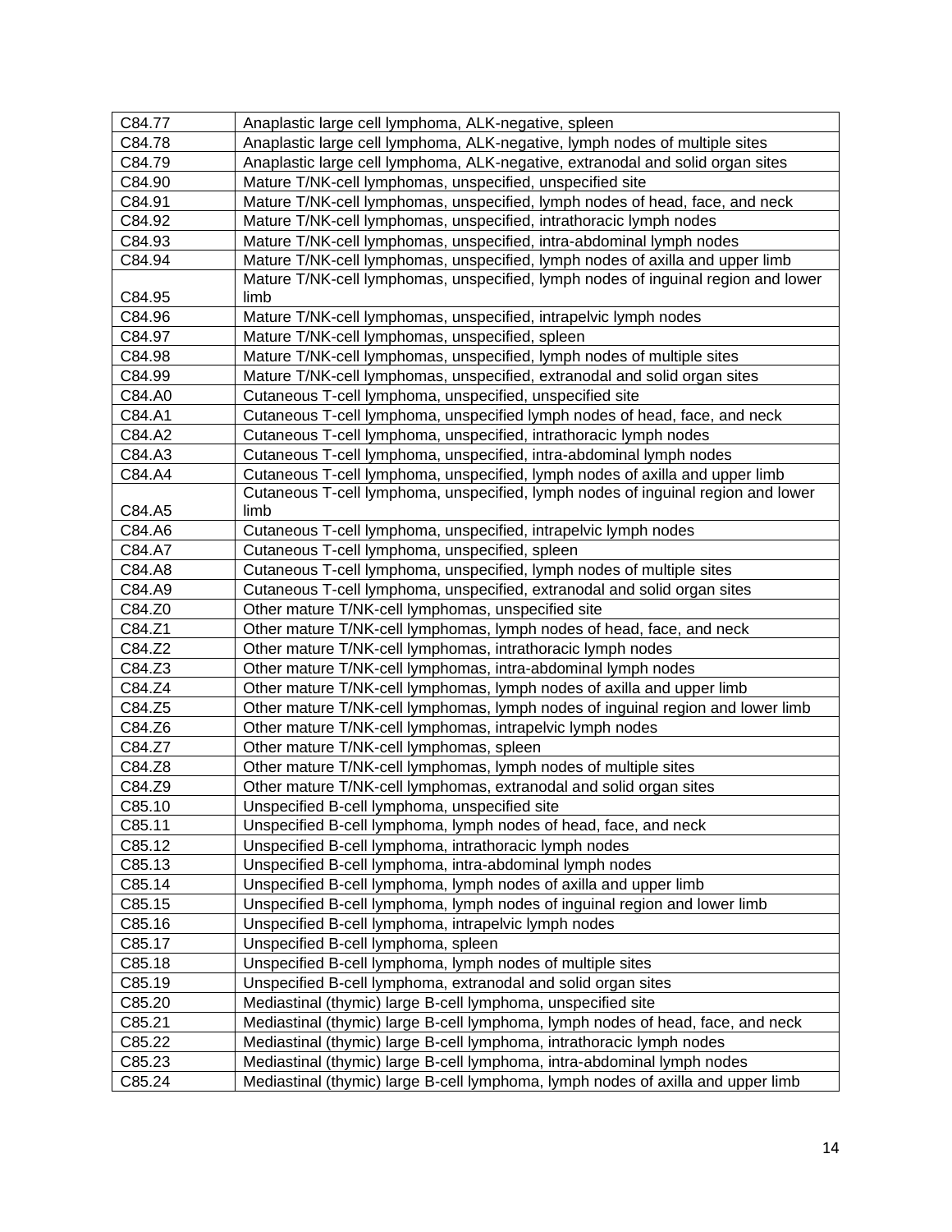| | |
|---|---|
| C84.77 | Anaplastic large cell lymphoma, ALK-negative, spleen |
| C84.78 | Anaplastic large cell lymphoma, ALK-negative, lymph nodes of multiple sites |
| C84.79 | Anaplastic large cell lymphoma, ALK-negative, extranodal and solid organ sites |
| C84.90 | Mature T/NK-cell lymphomas, unspecified, unspecified site |
| C84.91 | Mature T/NK-cell lymphomas, unspecified, lymph nodes of head, face, and neck |
| C84.92 | Mature T/NK-cell lymphomas, unspecified, intrathoracic lymph nodes |
| C84.93 | Mature T/NK-cell lymphomas, unspecified, intra-abdominal lymph nodes |
| C84.94 | Mature T/NK-cell lymphomas, unspecified, lymph nodes of axilla and upper limb |
| C84.95 | Mature T/NK-cell lymphomas, unspecified, lymph nodes of inguinal region and lower limb |
| C84.96 | Mature T/NK-cell lymphomas, unspecified, intrapelvic lymph nodes |
| C84.97 | Mature T/NK-cell lymphomas, unspecified, spleen |
| C84.98 | Mature T/NK-cell lymphomas, unspecified, lymph nodes of multiple sites |
| C84.99 | Mature T/NK-cell lymphomas, unspecified, extranodal and solid organ sites |
| C84.A0 | Cutaneous T-cell lymphoma, unspecified, unspecified site |
| C84.A1 | Cutaneous T-cell lymphoma, unspecified lymph nodes of head, face, and neck |
| C84.A2 | Cutaneous T-cell lymphoma, unspecified, intrathoracic lymph nodes |
| C84.A3 | Cutaneous T-cell lymphoma, unspecified, intra-abdominal lymph nodes |
| C84.A4 | Cutaneous T-cell lymphoma, unspecified, lymph nodes of axilla and upper limb |
| C84.A5 | Cutaneous T-cell lymphoma, unspecified, lymph nodes of inguinal region and lower limb |
| C84.A6 | Cutaneous T-cell lymphoma, unspecified, intrapelvic lymph nodes |
| C84.A7 | Cutaneous T-cell lymphoma, unspecified, spleen |
| C84.A8 | Cutaneous T-cell lymphoma, unspecified, lymph nodes of multiple sites |
| C84.A9 | Cutaneous T-cell lymphoma, unspecified, extranodal and solid organ sites |
| C84.Z0 | Other mature T/NK-cell lymphomas, unspecified site |
| C84.Z1 | Other mature T/NK-cell lymphomas, lymph nodes of head, face, and neck |
| C84.Z2 | Other mature T/NK-cell lymphomas, intrathoracic lymph nodes |
| C84.Z3 | Other mature T/NK-cell lymphomas, intra-abdominal lymph nodes |
| C84.Z4 | Other mature T/NK-cell lymphomas, lymph nodes of axilla and upper limb |
| C84.Z5 | Other mature T/NK-cell lymphomas, lymph nodes of inguinal region and lower limb |
| C84.Z6 | Other mature T/NK-cell lymphomas, intrapelvic lymph nodes |
| C84.Z7 | Other mature T/NK-cell lymphomas, spleen |
| C84.Z8 | Other mature T/NK-cell lymphomas, lymph nodes of multiple sites |
| C84.Z9 | Other mature T/NK-cell lymphomas, extranodal and solid organ sites |
| C85.10 | Unspecified B-cell lymphoma, unspecified site |
| C85.11 | Unspecified B-cell lymphoma, lymph nodes of head, face, and neck |
| C85.12 | Unspecified B-cell lymphoma, intrathoracic lymph nodes |
| C85.13 | Unspecified B-cell lymphoma, intra-abdominal lymph nodes |
| C85.14 | Unspecified B-cell lymphoma, lymph nodes of axilla and upper limb |
| C85.15 | Unspecified B-cell lymphoma, lymph nodes of inguinal region and lower limb |
| C85.16 | Unspecified B-cell lymphoma, intrapelvic lymph nodes |
| C85.17 | Unspecified B-cell lymphoma, spleen |
| C85.18 | Unspecified B-cell lymphoma, lymph nodes of multiple sites |
| C85.19 | Unspecified B-cell lymphoma, extranodal and solid organ sites |
| C85.20 | Mediastinal (thymic) large B-cell lymphoma, unspecified site |
| C85.21 | Mediastinal (thymic) large B-cell lymphoma, lymph nodes of head, face, and neck |
| C85.22 | Mediastinal (thymic) large B-cell lymphoma, intrathoracic lymph nodes |
| C85.23 | Mediastinal (thymic) large B-cell lymphoma, intra-abdominal lymph nodes |
| C85.24 | Mediastinal (thymic) large B-cell lymphoma, lymph nodes of axilla and upper limb |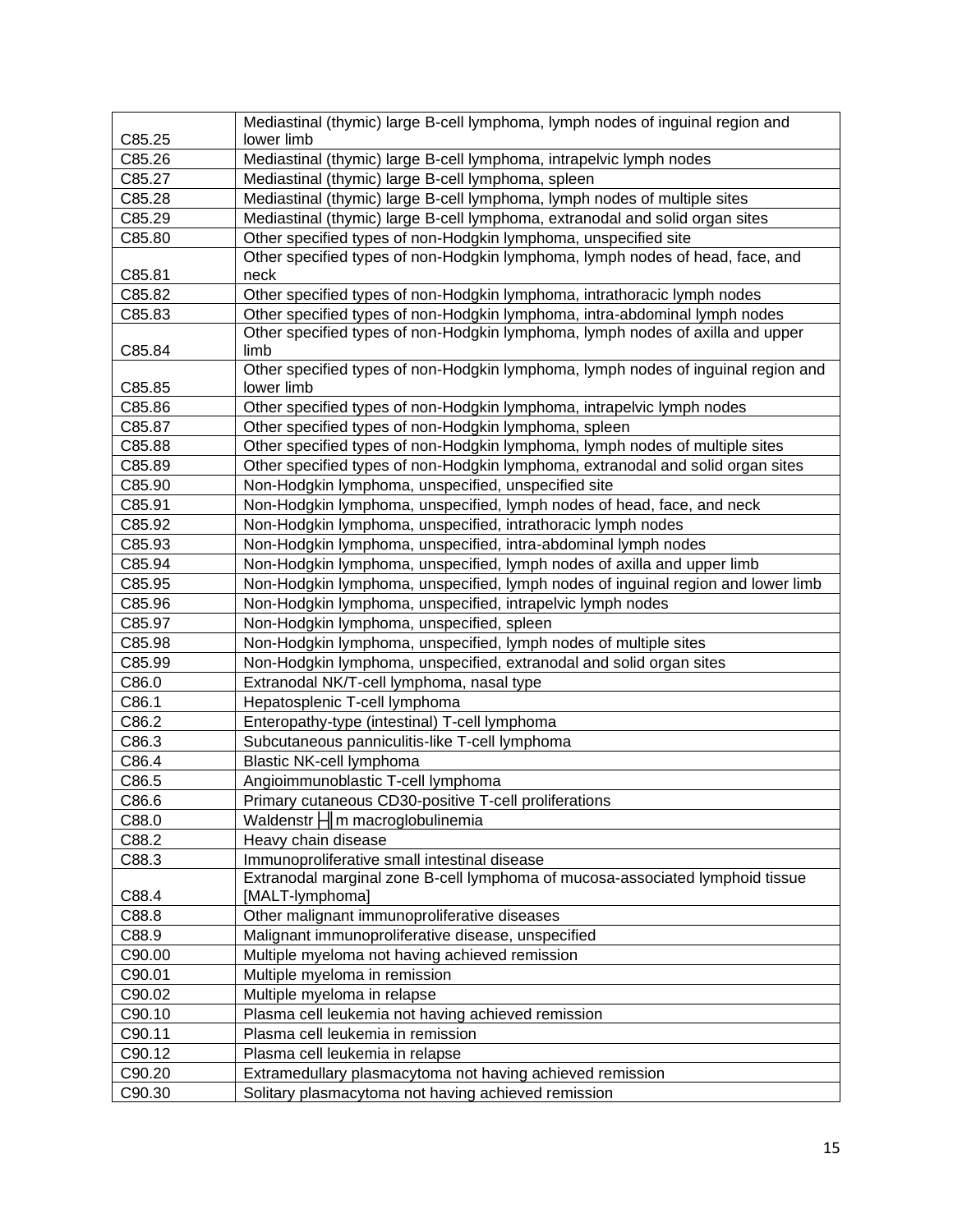| | |
|---|---|
| C85.25 | Mediastinal (thymic) large B-cell lymphoma, lymph nodes of inguinal region and lower limb |
| C85.26 | Mediastinal (thymic) large B-cell lymphoma, intrapelvic lymph nodes |
| C85.27 | Mediastinal (thymic) large B-cell lymphoma, spleen |
| C85.28 | Mediastinal (thymic) large B-cell lymphoma, lymph nodes of multiple sites |
| C85.29 | Mediastinal (thymic) large B-cell lymphoma, extranodal and solid organ sites |
| C85.80 | Other specified types of non-Hodgkin lymphoma, unspecified site |
| C85.81 | Other specified types of non-Hodgkin lymphoma, lymph nodes of head, face, and neck |
| C85.82 | Other specified types of non-Hodgkin lymphoma, intrathoracic lymph nodes |
| C85.83 | Other specified types of non-Hodgkin lymphoma, intra-abdominal lymph nodes |
| C85.84 | Other specified types of non-Hodgkin lymphoma, lymph nodes of axilla and upper limb |
| C85.85 | Other specified types of non-Hodgkin lymphoma, lymph nodes of inguinal region and lower limb |
| C85.86 | Other specified types of non-Hodgkin lymphoma, intrapelvic lymph nodes |
| C85.87 | Other specified types of non-Hodgkin lymphoma, spleen |
| C85.88 | Other specified types of non-Hodgkin lymphoma, lymph nodes of multiple sites |
| C85.89 | Other specified types of non-Hodgkin lymphoma, extranodal and solid organ sites |
| C85.90 | Non-Hodgkin lymphoma, unspecified, unspecified site |
| C85.91 | Non-Hodgkin lymphoma, unspecified, lymph nodes of head, face, and neck |
| C85.92 | Non-Hodgkin lymphoma, unspecified, intrathoracic lymph nodes |
| C85.93 | Non-Hodgkin lymphoma, unspecified, intra-abdominal lymph nodes |
| C85.94 | Non-Hodgkin lymphoma, unspecified, lymph nodes of axilla and upper limb |
| C85.95 | Non-Hodgkin lymphoma, unspecified, lymph nodes of inguinal region and lower limb |
| C85.96 | Non-Hodgkin lymphoma, unspecified, intrapelvic lymph nodes |
| C85.97 | Non-Hodgkin lymphoma, unspecified, spleen |
| C85.98 | Non-Hodgkin lymphoma, unspecified, lymph nodes of multiple sites |
| C85.99 | Non-Hodgkin lymphoma, unspecified, extranodal and solid organ sites |
| C86.0 | Extranodal NK/T-cell lymphoma, nasal type |
| C86.1 | Hepatosplenic T-cell lymphoma |
| C86.2 | Enteropathy-type (intestinal) T-cell lymphoma |
| C86.3 | Subcutaneous panniculitis-like T-cell lymphoma |
| C86.4 | Blastic NK-cell lymphoma |
| C86.5 | Angioimmunoblastic T-cell lymphoma |
| C86.6 | Primary cutaneous CD30-positive T-cell proliferations |
| C88.0 | Waldenstr╟m macroglobulinemia |
| C88.2 | Heavy chain disease |
| C88.3 | Immunoproliferative small intestinal disease |
| C88.4 | Extranodal marginal zone B-cell lymphoma of mucosa-associated lymphoid tissue [MALT-lymphoma] |
| C88.8 | Other malignant immunoproliferative diseases |
| C88.9 | Malignant immunoproliferative disease, unspecified |
| C90.00 | Multiple myeloma not having achieved remission |
| C90.01 | Multiple myeloma in remission |
| C90.02 | Multiple myeloma in relapse |
| C90.10 | Plasma cell leukemia not having achieved remission |
| C90.11 | Plasma cell leukemia in remission |
| C90.12 | Plasma cell leukemia in relapse |
| C90.20 | Extramedullary plasmacytoma not having achieved remission |
| C90.30 | Solitary plasmacytoma not having achieved remission |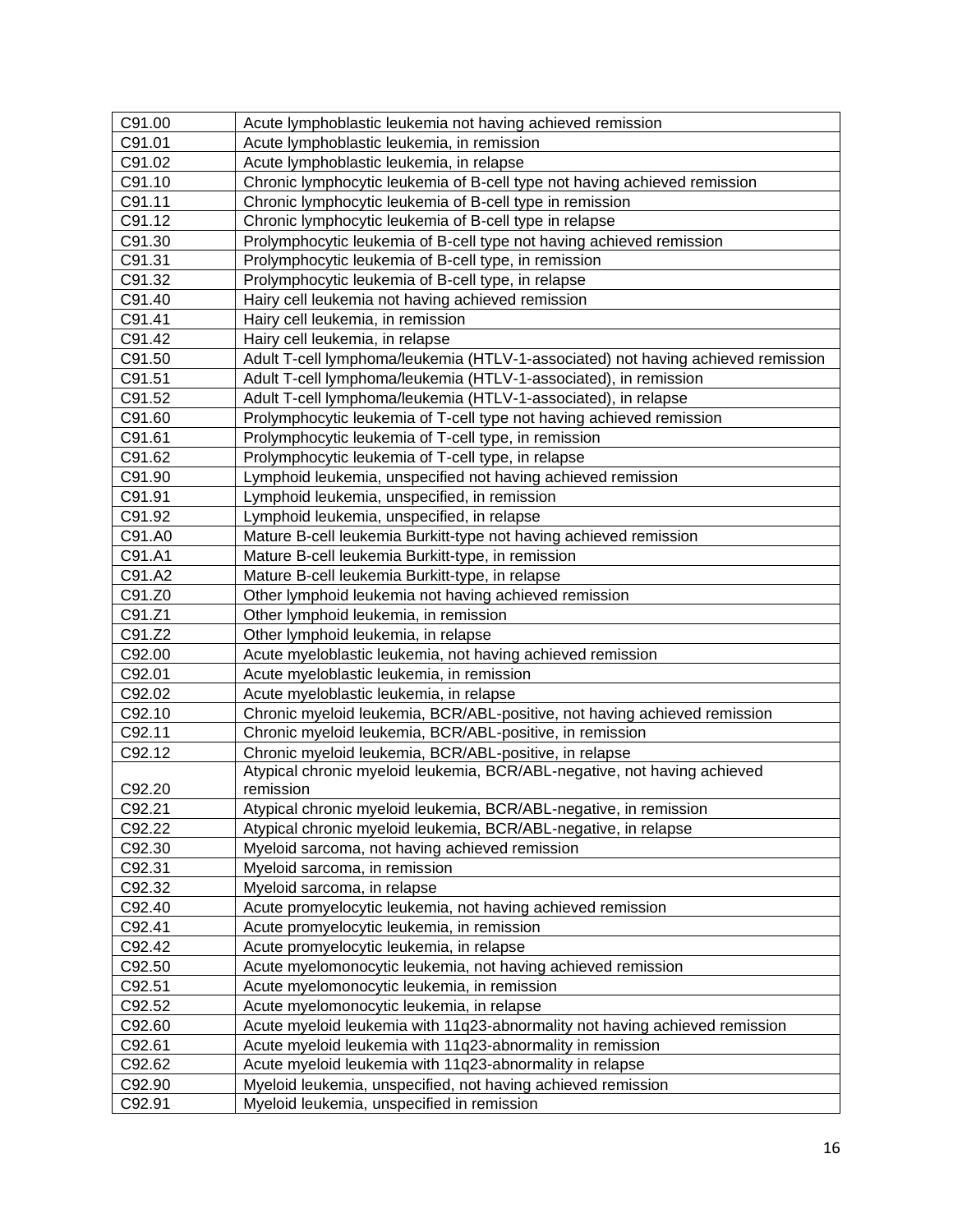| | |
|---|---|
| C91.00 | Acute lymphoblastic leukemia not having achieved remission |
| C91.01 | Acute lymphoblastic leukemia, in remission |
| C91.02 | Acute lymphoblastic leukemia, in relapse |
| C91.10 | Chronic lymphocytic leukemia of B-cell type not having achieved remission |
| C91.11 | Chronic lymphocytic leukemia of B-cell type in remission |
| C91.12 | Chronic lymphocytic leukemia of B-cell type in relapse |
| C91.30 | Prolymphocytic leukemia of B-cell type not having achieved remission |
| C91.31 | Prolymphocytic leukemia of B-cell type, in remission |
| C91.32 | Prolymphocytic leukemia of B-cell type, in relapse |
| C91.40 | Hairy cell leukemia not having achieved remission |
| C91.41 | Hairy cell leukemia, in remission |
| C91.42 | Hairy cell leukemia, in relapse |
| C91.50 | Adult T-cell lymphoma/leukemia (HTLV-1-associated) not having achieved remission |
| C91.51 | Adult T-cell lymphoma/leukemia (HTLV-1-associated), in remission |
| C91.52 | Adult T-cell lymphoma/leukemia (HTLV-1-associated), in relapse |
| C91.60 | Prolymphocytic leukemia of T-cell type not having achieved remission |
| C91.61 | Prolymphocytic leukemia of T-cell type, in remission |
| C91.62 | Prolymphocytic leukemia of T-cell type, in relapse |
| C91.90 | Lymphoid leukemia, unspecified not having achieved remission |
| C91.91 | Lymphoid leukemia, unspecified, in remission |
| C91.92 | Lymphoid leukemia, unspecified, in relapse |
| C91.A0 | Mature B-cell leukemia Burkitt-type not having achieved remission |
| C91.A1 | Mature B-cell leukemia Burkitt-type, in remission |
| C91.A2 | Mature B-cell leukemia Burkitt-type, in relapse |
| C91.Z0 | Other lymphoid leukemia not having achieved remission |
| C91.Z1 | Other lymphoid leukemia, in remission |
| C91.Z2 | Other lymphoid leukemia, in relapse |
| C92.00 | Acute myeloblastic leukemia, not having achieved remission |
| C92.01 | Acute myeloblastic leukemia, in remission |
| C92.02 | Acute myeloblastic leukemia, in relapse |
| C92.10 | Chronic myeloid leukemia, BCR/ABL-positive, not having achieved remission |
| C92.11 | Chronic myeloid leukemia, BCR/ABL-positive, in remission |
| C92.12 | Chronic myeloid leukemia, BCR/ABL-positive, in relapse |
| C92.20 | Atypical chronic myeloid leukemia, BCR/ABL-negative, not having achieved remission |
| C92.21 | Atypical chronic myeloid leukemia, BCR/ABL-negative, in remission |
| C92.22 | Atypical chronic myeloid leukemia, BCR/ABL-negative, in relapse |
| C92.30 | Myeloid sarcoma, not having achieved remission |
| C92.31 | Myeloid sarcoma, in remission |
| C92.32 | Myeloid sarcoma, in relapse |
| C92.40 | Acute promyelocytic leukemia, not having achieved remission |
| C92.41 | Acute promyelocytic leukemia, in remission |
| C92.42 | Acute promyelocytic leukemia, in relapse |
| C92.50 | Acute myelomonocytic leukemia, not having achieved remission |
| C92.51 | Acute myelomonocytic leukemia, in remission |
| C92.52 | Acute myelomonocytic leukemia, in relapse |
| C92.60 | Acute myeloid leukemia with 11q23-abnormality not having achieved remission |
| C92.61 | Acute myeloid leukemia with 11q23-abnormality in remission |
| C92.62 | Acute myeloid leukemia with 11q23-abnormality in relapse |
| C92.90 | Myeloid leukemia, unspecified, not having achieved remission |
| C92.91 | Myeloid leukemia, unspecified in remission |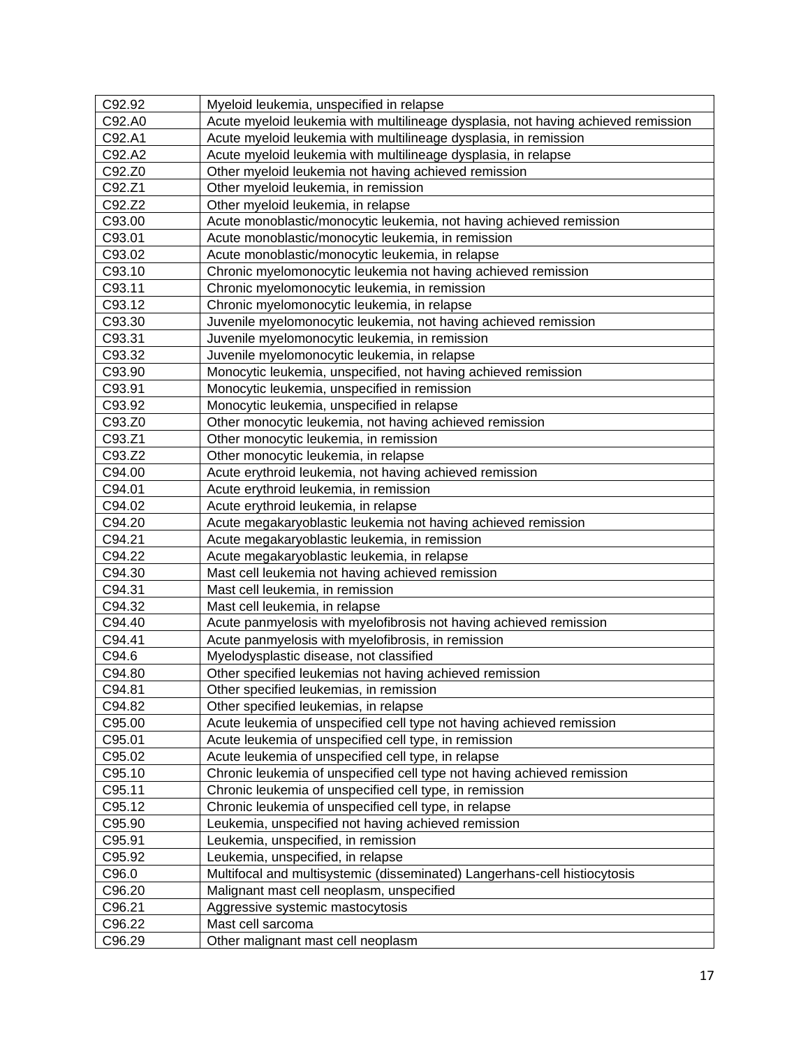| C92.92 | Myeloid leukemia, unspecified in relapse |
|---|---|
| C92.A0 | Acute myeloid leukemia with multilineage dysplasia, not having achieved remission |
| C92.A1 | Acute myeloid leukemia with multilineage dysplasia, in remission |
| C92.A2 | Acute myeloid leukemia with multilineage dysplasia, in relapse |
| C92.Z0 | Other myeloid leukemia not having achieved remission |
| C92.Z1 | Other myeloid leukemia, in remission |
| C92.Z2 | Other myeloid leukemia, in relapse |
| C93.00 | Acute monoblastic/monocytic leukemia, not having achieved remission |
| C93.01 | Acute monoblastic/monocytic leukemia, in remission |
| C93.02 | Acute monoblastic/monocytic leukemia, in relapse |
| C93.10 | Chronic myelomonocytic leukemia not having achieved remission |
| C93.11 | Chronic myelomonocytic leukemia, in remission |
| C93.12 | Chronic myelomonocytic leukemia, in relapse |
| C93.30 | Juvenile myelomonocytic leukemia, not having achieved remission |
| C93.31 | Juvenile myelomonocytic leukemia, in remission |
| C93.32 | Juvenile myelomonocytic leukemia, in relapse |
| C93.90 | Monocytic leukemia, unspecified, not having achieved remission |
| C93.91 | Monocytic leukemia, unspecified in remission |
| C93.92 | Monocytic leukemia, unspecified in relapse |
| C93.Z0 | Other monocytic leukemia, not having achieved remission |
| C93.Z1 | Other monocytic leukemia, in remission |
| C93.Z2 | Other monocytic leukemia, in relapse |
| C94.00 | Acute erythroid leukemia, not having achieved remission |
| C94.01 | Acute erythroid leukemia, in remission |
| C94.02 | Acute erythroid leukemia, in relapse |
| C94.20 | Acute megakaryoblastic leukemia not having achieved remission |
| C94.21 | Acute megakaryoblastic leukemia, in remission |
| C94.22 | Acute megakaryoblastic leukemia, in relapse |
| C94.30 | Mast cell leukemia not having achieved remission |
| C94.31 | Mast cell leukemia, in remission |
| C94.32 | Mast cell leukemia, in relapse |
| C94.40 | Acute panmyelosis with myelofibrosis not having achieved remission |
| C94.41 | Acute panmyelosis with myelofibrosis, in remission |
| C94.6 | Myelodysplastic disease, not classified |
| C94.80 | Other specified leukemias not having achieved remission |
| C94.81 | Other specified leukemias, in remission |
| C94.82 | Other specified leukemias, in relapse |
| C95.00 | Acute leukemia of unspecified cell type not having achieved remission |
| C95.01 | Acute leukemia of unspecified cell type, in remission |
| C95.02 | Acute leukemia of unspecified cell type, in relapse |
| C95.10 | Chronic leukemia of unspecified cell type not having achieved remission |
| C95.11 | Chronic leukemia of unspecified cell type, in remission |
| C95.12 | Chronic leukemia of unspecified cell type, in relapse |
| C95.90 | Leukemia, unspecified not having achieved remission |
| C95.91 | Leukemia, unspecified, in remission |
| C95.92 | Leukemia, unspecified, in relapse |
| C96.0 | Multifocal and multisystemic (disseminated) Langerhans-cell histiocytosis |
| C96.20 | Malignant mast cell neoplasm, unspecified |
| C96.21 | Aggressive systemic mastocytosis |
| C96.22 | Mast cell sarcoma |
| C96.29 | Other malignant mast cell neoplasm |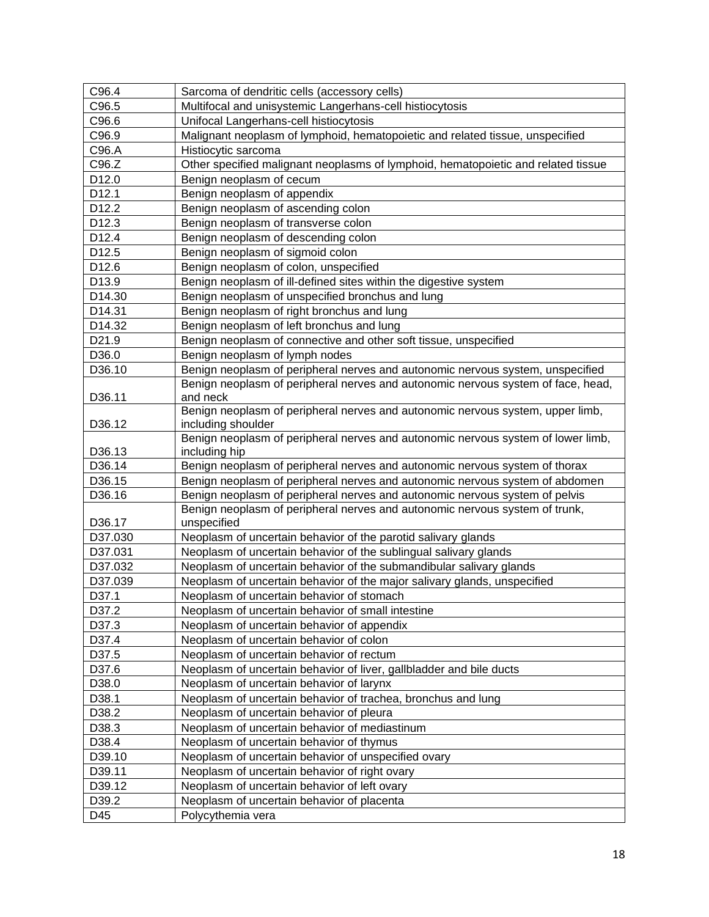| | |
|---|---|
| C96.4 | Sarcoma of dendritic cells (accessory cells) |
| C96.5 | Multifocal and unisystemic Langerhans-cell histiocytosis |
| C96.6 | Unifocal Langerhans-cell histiocytosis |
| C96.9 | Malignant neoplasm of lymphoid, hematopoietic and related tissue, unspecified |
| C96.A | Histiocytic sarcoma |
| C96.Z | Other specified malignant neoplasms of lymphoid, hematopoietic and related tissue |
| D12.0 | Benign neoplasm of cecum |
| D12.1 | Benign neoplasm of appendix |
| D12.2 | Benign neoplasm of ascending colon |
| D12.3 | Benign neoplasm of transverse colon |
| D12.4 | Benign neoplasm of descending colon |
| D12.5 | Benign neoplasm of sigmoid colon |
| D12.6 | Benign neoplasm of colon, unspecified |
| D13.9 | Benign neoplasm of ill-defined sites within the digestive system |
| D14.30 | Benign neoplasm of unspecified bronchus and lung |
| D14.31 | Benign neoplasm of right bronchus and lung |
| D14.32 | Benign neoplasm of left bronchus and lung |
| D21.9 | Benign neoplasm of connective and other soft tissue, unspecified |
| D36.0 | Benign neoplasm of lymph nodes |
| D36.10 | Benign neoplasm of peripheral nerves and autonomic nervous system, unspecified |
| D36.11 | Benign neoplasm of peripheral nerves and autonomic nervous system of face, head, and neck |
| D36.12 | Benign neoplasm of peripheral nerves and autonomic nervous system, upper limb, including shoulder |
| D36.13 | Benign neoplasm of peripheral nerves and autonomic nervous system of lower limb, including hip |
| D36.14 | Benign neoplasm of peripheral nerves and autonomic nervous system of thorax |
| D36.15 | Benign neoplasm of peripheral nerves and autonomic nervous system of abdomen |
| D36.16 | Benign neoplasm of peripheral nerves and autonomic nervous system of pelvis |
| D36.17 | Benign neoplasm of peripheral nerves and autonomic nervous system of trunk, unspecified |
| D37.030 | Neoplasm of uncertain behavior of the parotid salivary glands |
| D37.031 | Neoplasm of uncertain behavior of the sublingual salivary glands |
| D37.032 | Neoplasm of uncertain behavior of the submandibular salivary glands |
| D37.039 | Neoplasm of uncertain behavior of the major salivary glands, unspecified |
| D37.1 | Neoplasm of uncertain behavior of stomach |
| D37.2 | Neoplasm of uncertain behavior of small intestine |
| D37.3 | Neoplasm of uncertain behavior of appendix |
| D37.4 | Neoplasm of uncertain behavior of colon |
| D37.5 | Neoplasm of uncertain behavior of rectum |
| D37.6 | Neoplasm of uncertain behavior of liver, gallbladder and bile ducts |
| D38.0 | Neoplasm of uncertain behavior of larynx |
| D38.1 | Neoplasm of uncertain behavior of trachea, bronchus and lung |
| D38.2 | Neoplasm of uncertain behavior of pleura |
| D38.3 | Neoplasm of uncertain behavior of mediastinum |
| D38.4 | Neoplasm of uncertain behavior of thymus |
| D39.10 | Neoplasm of uncertain behavior of unspecified ovary |
| D39.11 | Neoplasm of uncertain behavior of right ovary |
| D39.12 | Neoplasm of uncertain behavior of left ovary |
| D39.2 | Neoplasm of uncertain behavior of placenta |
| D45 | Polycythemia vera |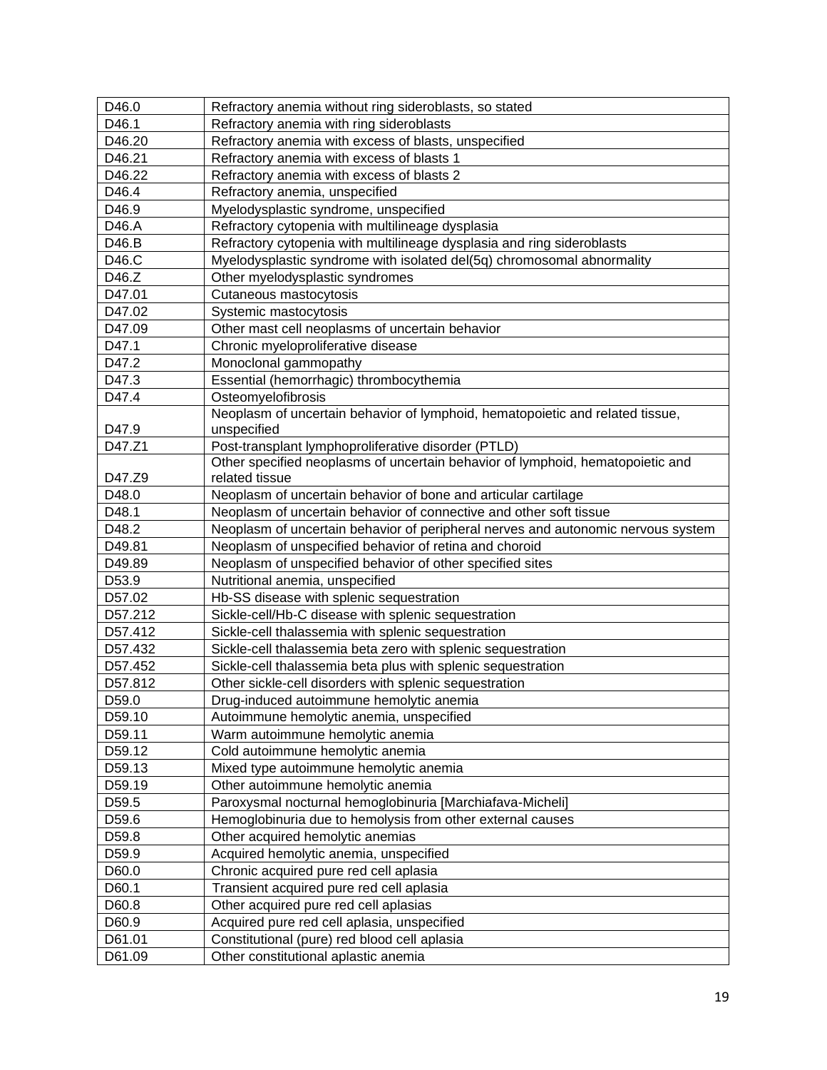| | |
|---|---|
| D46.0 | Refractory anemia without ring sideroblasts, so stated |
| D46.1 | Refractory anemia with ring sideroblasts |
| D46.20 | Refractory anemia with excess of blasts, unspecified |
| D46.21 | Refractory anemia with excess of blasts 1 |
| D46.22 | Refractory anemia with excess of blasts 2 |
| D46.4 | Refractory anemia, unspecified |
| D46.9 | Myelodysplastic syndrome, unspecified |
| D46.A | Refractory cytopenia with multilineage dysplasia |
| D46.B | Refractory cytopenia with multilineage dysplasia and ring sideroblasts |
| D46.C | Myelodysplastic syndrome with isolated del(5q) chromosomal abnormality |
| D46.Z | Other myelodysplastic syndromes |
| D47.01 | Cutaneous mastocytosis |
| D47.02 | Systemic mastocytosis |
| D47.09 | Other mast cell neoplasms of uncertain behavior |
| D47.1 | Chronic myeloproliferative disease |
| D47.2 | Monoclonal gammopathy |
| D47.3 | Essential (hemorrhagic) thrombocythemia |
| D47.4 | Osteomyelofibrosis |
| D47.9 | Neoplasm of uncertain behavior of lymphoid, hematopoietic and related tissue, unspecified |
| D47.Z1 | Post-transplant lymphoproliferative disorder (PTLD) |
| D47.Z9 | Other specified neoplasms of uncertain behavior of lymphoid, hematopoietic and related tissue |
| D48.0 | Neoplasm of uncertain behavior of bone and articular cartilage |
| D48.1 | Neoplasm of uncertain behavior of connective and other soft tissue |
| D48.2 | Neoplasm of uncertain behavior of peripheral nerves and autonomic nervous system |
| D49.81 | Neoplasm of unspecified behavior of retina and choroid |
| D49.89 | Neoplasm of unspecified behavior of other specified sites |
| D53.9 | Nutritional anemia, unspecified |
| D57.02 | Hb-SS disease with splenic sequestration |
| D57.212 | Sickle-cell/Hb-C disease with splenic sequestration |
| D57.412 | Sickle-cell thalassemia with splenic sequestration |
| D57.432 | Sickle-cell thalassemia beta zero with splenic sequestration |
| D57.452 | Sickle-cell thalassemia beta plus with splenic sequestration |
| D57.812 | Other sickle-cell disorders with splenic sequestration |
| D59.0 | Drug-induced autoimmune hemolytic anemia |
| D59.10 | Autoimmune hemolytic anemia, unspecified |
| D59.11 | Warm autoimmune hemolytic anemia |
| D59.12 | Cold autoimmune hemolytic anemia |
| D59.13 | Mixed type autoimmune hemolytic anemia |
| D59.19 | Other autoimmune hemolytic anemia |
| D59.5 | Paroxysmal nocturnal hemoglobinuria [Marchiafava-Micheli] |
| D59.6 | Hemoglobinuria due to hemolysis from other external causes |
| D59.8 | Other acquired hemolytic anemias |
| D59.9 | Acquired hemolytic anemia, unspecified |
| D60.0 | Chronic acquired pure red cell aplasia |
| D60.1 | Transient acquired pure red cell aplasia |
| D60.8 | Other acquired pure red cell aplasias |
| D60.9 | Acquired pure red cell aplasia, unspecified |
| D61.01 | Constitutional (pure) red blood cell aplasia |
| D61.09 | Other constitutional aplastic anemia |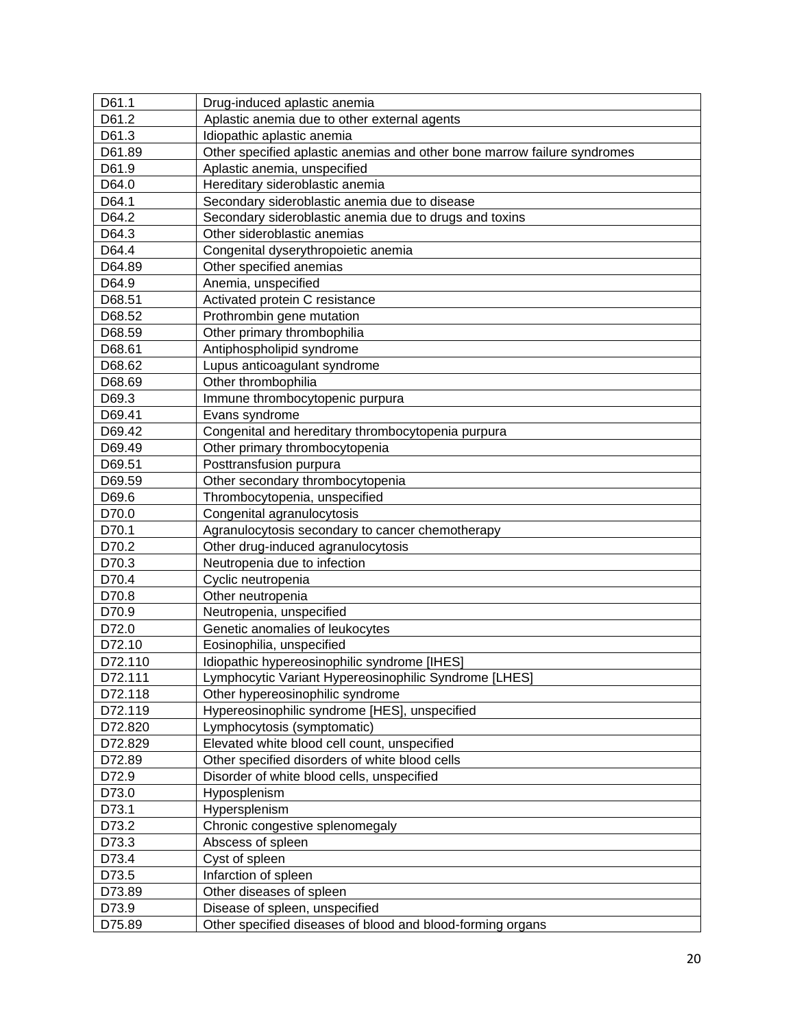| | |
|---|---|
| D61.1 | Drug-induced aplastic anemia |
| D61.2 | Aplastic anemia due to other external agents |
| D61.3 | Idiopathic aplastic anemia |
| D61.89 | Other specified aplastic anemias and other bone marrow failure syndromes |
| D61.9 | Aplastic anemia, unspecified |
| D64.0 | Hereditary sideroblastic anemia |
| D64.1 | Secondary sideroblastic anemia due to disease |
| D64.2 | Secondary sideroblastic anemia due to drugs and toxins |
| D64.3 | Other sideroblastic anemias |
| D64.4 | Congenital dyserythropoietic anemia |
| D64.89 | Other specified anemias |
| D64.9 | Anemia, unspecified |
| D68.51 | Activated protein C resistance |
| D68.52 | Prothrombin gene mutation |
| D68.59 | Other primary thrombophilia |
| D68.61 | Antiphospholipid syndrome |
| D68.62 | Lupus anticoagulant syndrome |
| D68.69 | Other thrombophilia |
| D69.3 | Immune thrombocytopenic purpura |
| D69.41 | Evans syndrome |
| D69.42 | Congenital and hereditary thrombocytopenia purpura |
| D69.49 | Other primary thrombocytopenia |
| D69.51 | Posttransfusion purpura |
| D69.59 | Other secondary thrombocytopenia |
| D69.6 | Thrombocytopenia, unspecified |
| D70.0 | Congenital agranulocytosis |
| D70.1 | Agranulocytosis secondary to cancer chemotherapy |
| D70.2 | Other drug-induced agranulocytosis |
| D70.3 | Neutropenia due to infection |
| D70.4 | Cyclic neutropenia |
| D70.8 | Other neutropenia |
| D70.9 | Neutropenia, unspecified |
| D72.0 | Genetic anomalies of leukocytes |
| D72.10 | Eosinophilia, unspecified |
| D72.110 | Idiopathic hypereosinophilic syndrome [IHES] |
| D72.111 | Lymphocytic Variant Hypereosinophilic Syndrome [LHES] |
| D72.118 | Other hypereosinophilic syndrome |
| D72.119 | Hypereosinophilic syndrome [HES], unspecified |
| D72.820 | Lymphocytosis (symptomatic) |
| D72.829 | Elevated white blood cell count, unspecified |
| D72.89 | Other specified disorders of white blood cells |
| D72.9 | Disorder of white blood cells, unspecified |
| D73.0 | Hyposplenism |
| D73.1 | Hypersplenism |
| D73.2 | Chronic congestive splenomegaly |
| D73.3 | Abscess of spleen |
| D73.4 | Cyst of spleen |
| D73.5 | Infarction of spleen |
| D73.89 | Other diseases of spleen |
| D73.9 | Disease of spleen, unspecified |
| D75.89 | Other specified diseases of blood and blood-forming organs |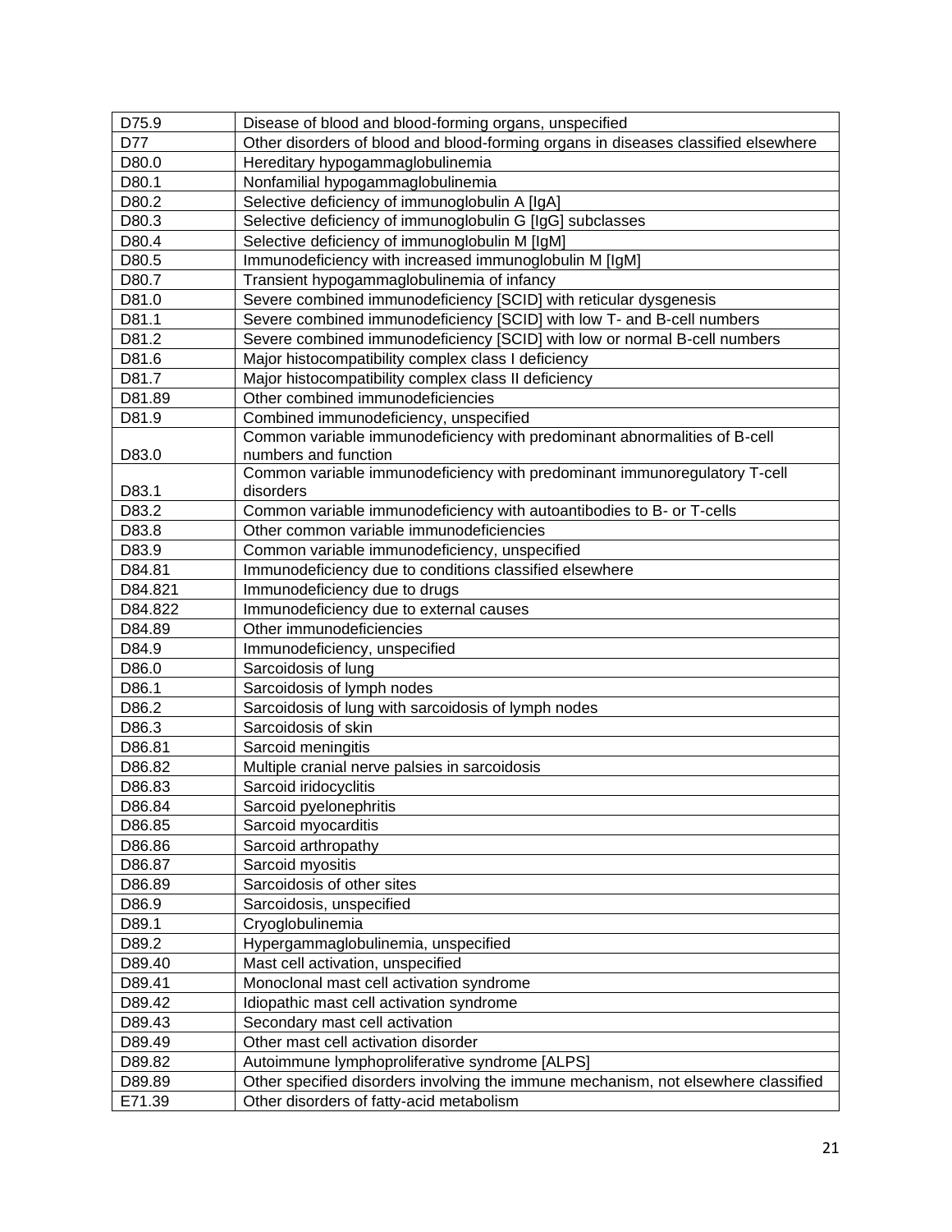| | |
|---|---|
| D75.9 | Disease of blood and blood-forming organs, unspecified |
| D77 | Other disorders of blood and blood-forming organs in diseases classified elsewhere |
| D80.0 | Hereditary hypogammaglobulinemia |
| D80.1 | Nonfamilial hypogammaglobulinemia |
| D80.2 | Selective deficiency of immunoglobulin A [IgA] |
| D80.3 | Selective deficiency of immunoglobulin G [IgG] subclasses |
| D80.4 | Selective deficiency of immunoglobulin M [IgM] |
| D80.5 | Immunodeficiency with increased immunoglobulin M [IgM] |
| D80.7 | Transient hypogammaglobulinemia of infancy |
| D81.0 | Severe combined immunodeficiency [SCID] with reticular dysgenesis |
| D81.1 | Severe combined immunodeficiency [SCID] with low T- and B-cell numbers |
| D81.2 | Severe combined immunodeficiency [SCID] with low or normal B-cell numbers |
| D81.6 | Major histocompatibility complex class I deficiency |
| D81.7 | Major histocompatibility complex class II deficiency |
| D81.89 | Other combined immunodeficiencies |
| D81.9 | Combined immunodeficiency, unspecified |
| D83.0 | Common variable immunodeficiency with predominant abnormalities of B-cell numbers and function |
| D83.1 | Common variable immunodeficiency with predominant immunoregulatory T-cell disorders |
| D83.2 | Common variable immunodeficiency with autoantibodies to B- or T-cells |
| D83.8 | Other common variable immunodeficiencies |
| D83.9 | Common variable immunodeficiency, unspecified |
| D84.81 | Immunodeficiency due to conditions classified elsewhere |
| D84.821 | Immunodeficiency due to drugs |
| D84.822 | Immunodeficiency due to external causes |
| D84.89 | Other immunodeficiencies |
| D84.9 | Immunodeficiency, unspecified |
| D86.0 | Sarcoidosis of lung |
| D86.1 | Sarcoidosis of lymph nodes |
| D86.2 | Sarcoidosis of lung with sarcoidosis of lymph nodes |
| D86.3 | Sarcoidosis of skin |
| D86.81 | Sarcoid meningitis |
| D86.82 | Multiple cranial nerve palsies in sarcoidosis |
| D86.83 | Sarcoid iridocyclitis |
| D86.84 | Sarcoid pyelonephritis |
| D86.85 | Sarcoid myocarditis |
| D86.86 | Sarcoid arthropathy |
| D86.87 | Sarcoid myositis |
| D86.89 | Sarcoidosis of other sites |
| D86.9 | Sarcoidosis, unspecified |
| D89.1 | Cryoglobulinemia |
| D89.2 | Hypergammaglobulinemia, unspecified |
| D89.40 | Mast cell activation, unspecified |
| D89.41 | Monoclonal mast cell activation syndrome |
| D89.42 | Idiopathic mast cell activation syndrome |
| D89.43 | Secondary mast cell activation |
| D89.49 | Other mast cell activation disorder |
| D89.82 | Autoimmune lymphoproliferative syndrome [ALPS] |
| D89.89 | Other specified disorders involving the immune mechanism, not elsewhere classified |
| E71.39 | Other disorders of fatty-acid metabolism |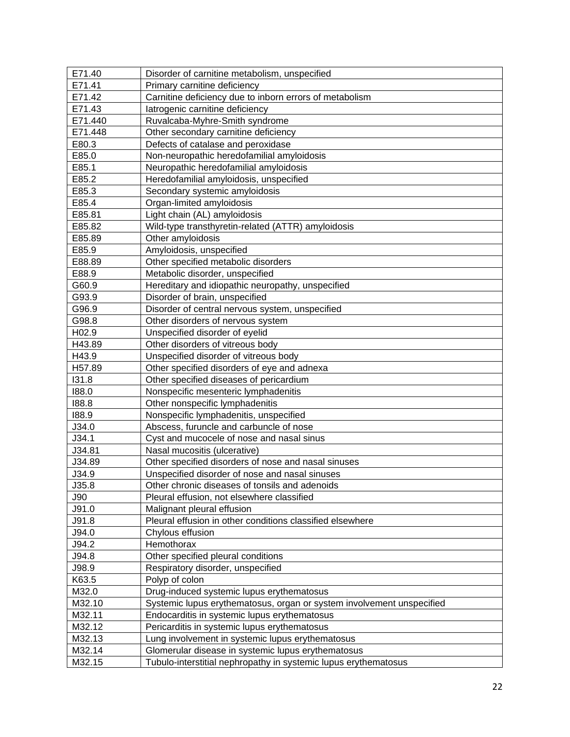| | |
|---|---|
| E71.40 | Disorder of carnitine metabolism, unspecified |
| E71.41 | Primary carnitine deficiency |
| E71.42 | Carnitine deficiency due to inborn errors of metabolism |
| E71.43 | Iatrogenic carnitine deficiency |
| E71.440 | Ruvalcaba-Myhre-Smith syndrome |
| E71.448 | Other secondary carnitine deficiency |
| E80.3 | Defects of catalase and peroxidase |
| E85.0 | Non-neuropathic heredofamilial amyloidosis |
| E85.1 | Neuropathic heredofamilial amyloidosis |
| E85.2 | Heredofamilial amyloidosis, unspecified |
| E85.3 | Secondary systemic amyloidosis |
| E85.4 | Organ-limited amyloidosis |
| E85.81 | Light chain (AL) amyloidosis |
| E85.82 | Wild-type transthyretin-related (ATTR) amyloidosis |
| E85.89 | Other amyloidosis |
| E85.9 | Amyloidosis, unspecified |
| E88.89 | Other specified metabolic disorders |
| E88.9 | Metabolic disorder, unspecified |
| G60.9 | Hereditary and idiopathic neuropathy, unspecified |
| G93.9 | Disorder of brain, unspecified |
| G96.9 | Disorder of central nervous system, unspecified |
| G98.8 | Other disorders of nervous system |
| H02.9 | Unspecified disorder of eyelid |
| H43.89 | Other disorders of vitreous body |
| H43.9 | Unspecified disorder of vitreous body |
| H57.89 | Other specified disorders of eye and adnexa |
| I31.8 | Other specified diseases of pericardium |
| I88.0 | Nonspecific mesenteric lymphadenitis |
| I88.8 | Other nonspecific lymphadenitis |
| I88.9 | Nonspecific lymphadenitis, unspecified |
| J34.0 | Abscess, furuncle and carbuncle of nose |
| J34.1 | Cyst and mucocele of nose and nasal sinus |
| J34.81 | Nasal mucositis (ulcerative) |
| J34.89 | Other specified disorders of nose and nasal sinuses |
| J34.9 | Unspecified disorder of nose and nasal sinuses |
| J35.8 | Other chronic diseases of tonsils and adenoids |
| J90 | Pleural effusion, not elsewhere classified |
| J91.0 | Malignant pleural effusion |
| J91.8 | Pleural effusion in other conditions classified elsewhere |
| J94.0 | Chylous effusion |
| J94.2 | Hemothorax |
| J94.8 | Other specified pleural conditions |
| J98.9 | Respiratory disorder, unspecified |
| K63.5 | Polyp of colon |
| M32.0 | Drug-induced systemic lupus erythematosus |
| M32.10 | Systemic lupus erythematosus, organ or system involvement unspecified |
| M32.11 | Endocarditis in systemic lupus erythematosus |
| M32.12 | Pericarditis in systemic lupus erythematosus |
| M32.13 | Lung involvement in systemic lupus erythematosus |
| M32.14 | Glomerular disease in systemic lupus erythematosus |
| M32.15 | Tubulo-interstitial nephropathy in systemic lupus erythematosus |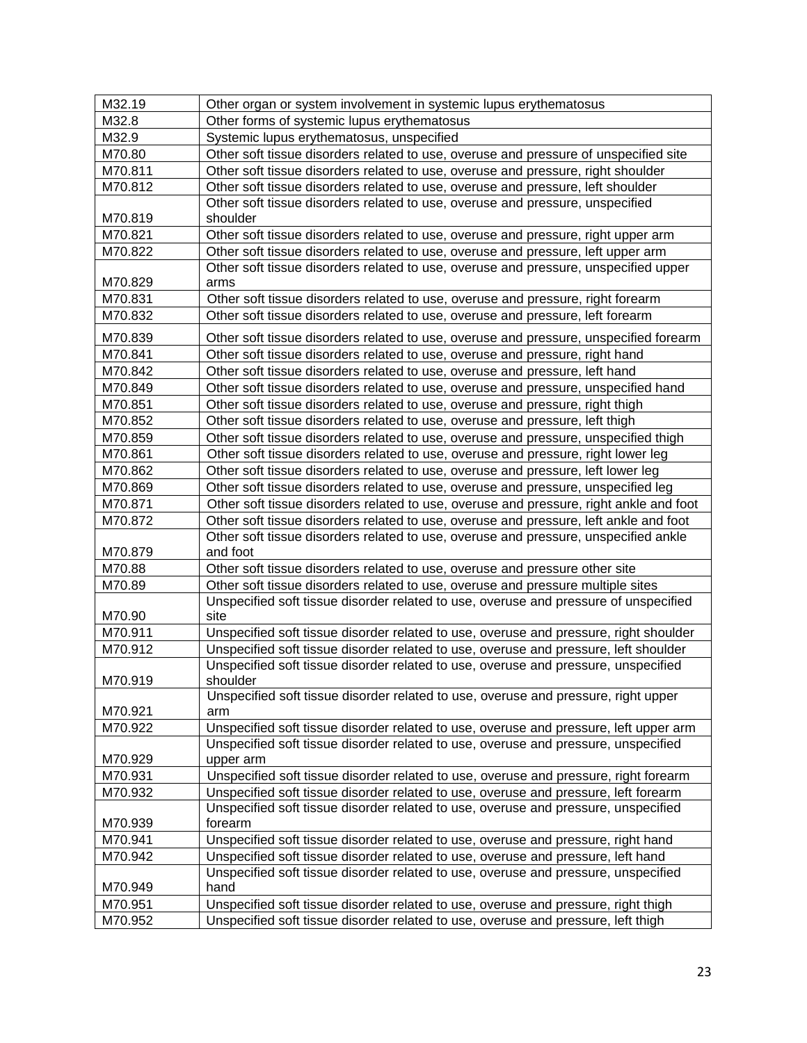| | |
|---|---|
| M32.19 | Other organ or system involvement in systemic lupus erythematosus |
| M32.8 | Other forms of systemic lupus erythematosus |
| M32.9 | Systemic lupus erythematosus, unspecified |
| M70.80 | Other soft tissue disorders related to use, overuse and pressure of unspecified site |
| M70.811 | Other soft tissue disorders related to use, overuse and pressure, right shoulder |
| M70.812 | Other soft tissue disorders related to use, overuse and pressure, left shoulder |
| M70.819 | Other soft tissue disorders related to use, overuse and pressure, unspecified shoulder |
| M70.821 | Other soft tissue disorders related to use, overuse and pressure, right upper arm |
| M70.822 | Other soft tissue disorders related to use, overuse and pressure, left upper arm |
| M70.829 | Other soft tissue disorders related to use, overuse and pressure, unspecified upper arms |
| M70.831 | Other soft tissue disorders related to use, overuse and pressure, right forearm |
| M70.832 | Other soft tissue disorders related to use, overuse and pressure, left forearm |
| M70.839 | Other soft tissue disorders related to use, overuse and pressure, unspecified forearm |
| M70.841 | Other soft tissue disorders related to use, overuse and pressure, right hand |
| M70.842 | Other soft tissue disorders related to use, overuse and pressure, left hand |
| M70.849 | Other soft tissue disorders related to use, overuse and pressure, unspecified hand |
| M70.851 | Other soft tissue disorders related to use, overuse and pressure, right thigh |
| M70.852 | Other soft tissue disorders related to use, overuse and pressure, left thigh |
| M70.859 | Other soft tissue disorders related to use, overuse and pressure, unspecified thigh |
| M70.861 | Other soft tissue disorders related to use, overuse and pressure, right lower leg |
| M70.862 | Other soft tissue disorders related to use, overuse and pressure, left lower leg |
| M70.869 | Other soft tissue disorders related to use, overuse and pressure, unspecified leg |
| M70.871 | Other soft tissue disorders related to use, overuse and pressure, right ankle and foot |
| M70.872 | Other soft tissue disorders related to use, overuse and pressure, left ankle and foot |
| M70.879 | Other soft tissue disorders related to use, overuse and pressure, unspecified ankle and foot |
| M70.88 | Other soft tissue disorders related to use, overuse and pressure other site |
| M70.89 | Other soft tissue disorders related to use, overuse and pressure multiple sites |
| M70.90 | Unspecified soft tissue disorder related to use, overuse and pressure of unspecified site |
| M70.911 | Unspecified soft tissue disorder related to use, overuse and pressure, right shoulder |
| M70.912 | Unspecified soft tissue disorder related to use, overuse and pressure, left shoulder |
| M70.919 | Unspecified soft tissue disorder related to use, overuse and pressure, unspecified shoulder |
| M70.921 | Unspecified soft tissue disorder related to use, overuse and pressure, right upper arm |
| M70.922 | Unspecified soft tissue disorder related to use, overuse and pressure, left upper arm |
| M70.929 | Unspecified soft tissue disorder related to use, overuse and pressure, unspecified upper arm |
| M70.931 | Unspecified soft tissue disorder related to use, overuse and pressure, right forearm |
| M70.932 | Unspecified soft tissue disorder related to use, overuse and pressure, left forearm |
| M70.939 | Unspecified soft tissue disorder related to use, overuse and pressure, unspecified forearm |
| M70.941 | Unspecified soft tissue disorder related to use, overuse and pressure, right hand |
| M70.942 | Unspecified soft tissue disorder related to use, overuse and pressure, left hand |
| M70.949 | Unspecified soft tissue disorder related to use, overuse and pressure, unspecified hand |
| M70.951 | Unspecified soft tissue disorder related to use, overuse and pressure, right thigh |
| M70.952 | Unspecified soft tissue disorder related to use, overuse and pressure, left thigh |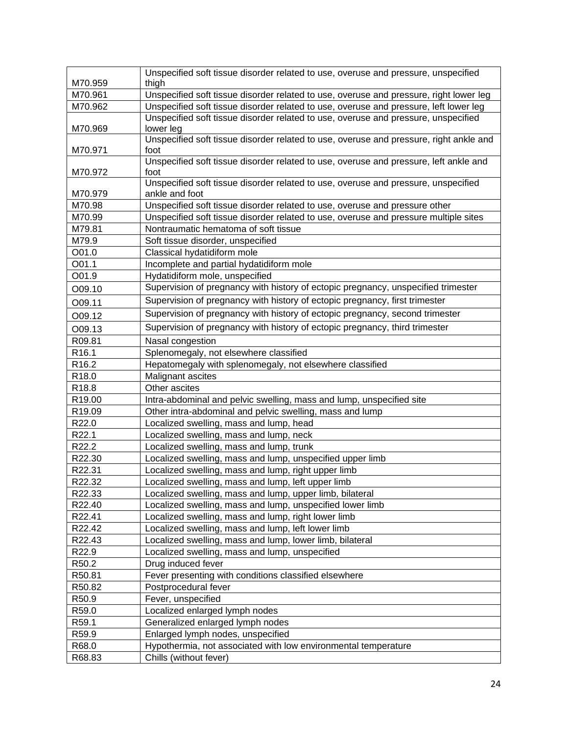| | |
|---|---|
| M70.959 | Unspecified soft tissue disorder related to use, overuse and pressure, unspecified thigh |
| M70.961 | Unspecified soft tissue disorder related to use, overuse and pressure, right lower leg |
| M70.962 | Unspecified soft tissue disorder related to use, overuse and pressure, left lower leg |
| M70.969 | Unspecified soft tissue disorder related to use, overuse and pressure, unspecified lower leg |
| M70.971 | Unspecified soft tissue disorder related to use, overuse and pressure, right ankle and foot |
| M70.972 | Unspecified soft tissue disorder related to use, overuse and pressure, left ankle and foot |
| M70.979 | Unspecified soft tissue disorder related to use, overuse and pressure, unspecified ankle and foot |
| M70.98 | Unspecified soft tissue disorder related to use, overuse and pressure other |
| M70.99 | Unspecified soft tissue disorder related to use, overuse and pressure multiple sites |
| M79.81 | Nontraumatic hematoma of soft tissue |
| M79.9 | Soft tissue disorder, unspecified |
| O01.0 | Classical hydatidiform mole |
| O01.1 | Incomplete and partial hydatidiform mole |
| O01.9 | Hydatidiform mole, unspecified |
| O09.10 | Supervision of pregnancy with history of ectopic pregnancy, unspecified trimester |
| O09.11 | Supervision of pregnancy with history of ectopic pregnancy, first trimester |
| O09.12 | Supervision of pregnancy with history of ectopic pregnancy, second trimester |
| O09.13 | Supervision of pregnancy with history of ectopic pregnancy, third trimester |
| R09.81 | Nasal congestion |
| R16.1 | Splenomegaly, not elsewhere classified |
| R16.2 | Hepatomegaly with splenomegaly, not elsewhere classified |
| R18.0 | Malignant ascites |
| R18.8 | Other ascites |
| R19.00 | Intra-abdominal and pelvic swelling, mass and lump, unspecified site |
| R19.09 | Other intra-abdominal and pelvic swelling, mass and lump |
| R22.0 | Localized swelling, mass and lump, head |
| R22.1 | Localized swelling, mass and lump, neck |
| R22.2 | Localized swelling, mass and lump, trunk |
| R22.30 | Localized swelling, mass and lump, unspecified upper limb |
| R22.31 | Localized swelling, mass and lump, right upper limb |
| R22.32 | Localized swelling, mass and lump, left upper limb |
| R22.33 | Localized swelling, mass and lump, upper limb, bilateral |
| R22.40 | Localized swelling, mass and lump, unspecified lower limb |
| R22.41 | Localized swelling, mass and lump, right lower limb |
| R22.42 | Localized swelling, mass and lump, left lower limb |
| R22.43 | Localized swelling, mass and lump, lower limb, bilateral |
| R22.9 | Localized swelling, mass and lump, unspecified |
| R50.2 | Drug induced fever |
| R50.81 | Fever presenting with conditions classified elsewhere |
| R50.82 | Postprocedural fever |
| R50.9 | Fever, unspecified |
| R59.0 | Localized enlarged lymph nodes |
| R59.1 | Generalized enlarged lymph nodes |
| R59.9 | Enlarged lymph nodes, unspecified |
| R68.0 | Hypothermia, not associated with low environmental temperature |
| R68.83 | Chills (without fever) |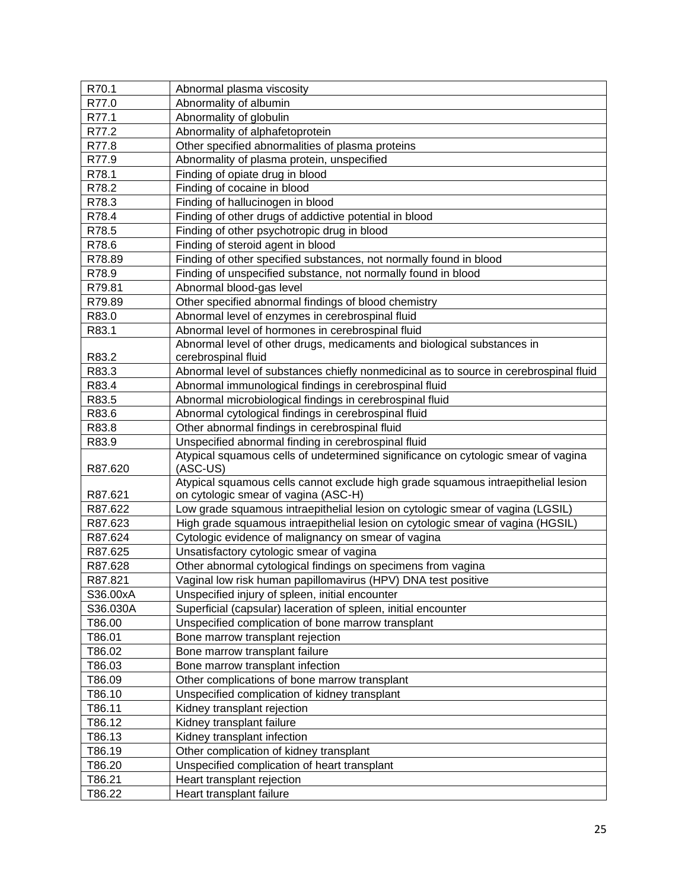| | |
|---|---|
| R70.1 | Abnormal plasma viscosity |
| R77.0 | Abnormality of albumin |
| R77.1 | Abnormality of globulin |
| R77.2 | Abnormality of alphafetoprotein |
| R77.8 | Other specified abnormalities of plasma proteins |
| R77.9 | Abnormality of plasma protein, unspecified |
| R78.1 | Finding of opiate drug in blood |
| R78.2 | Finding of cocaine in blood |
| R78.3 | Finding of hallucinogen in blood |
| R78.4 | Finding of other drugs of addictive potential in blood |
| R78.5 | Finding of other psychotropic drug in blood |
| R78.6 | Finding of steroid agent in blood |
| R78.89 | Finding of other specified substances, not normally found in blood |
| R78.9 | Finding of unspecified substance, not normally found in blood |
| R79.81 | Abnormal blood-gas level |
| R79.89 | Other specified abnormal findings of blood chemistry |
| R83.0 | Abnormal level of enzymes in cerebrospinal fluid |
| R83.1 | Abnormal level of hormones in cerebrospinal fluid |
| R83.2 | Abnormal level of other drugs, medicaments and biological substances in cerebrospinal fluid |
| R83.3 | Abnormal level of substances chiefly nonmedicinal as to source in cerebrospinal fluid |
| R83.4 | Abnormal immunological findings in cerebrospinal fluid |
| R83.5 | Abnormal microbiological findings in cerebrospinal fluid |
| R83.6 | Abnormal cytological findings in cerebrospinal fluid |
| R83.8 | Other abnormal findings in cerebrospinal fluid |
| R83.9 | Unspecified abnormal finding in cerebrospinal fluid |
| R87.620 | Atypical squamous cells of undetermined significance on cytologic smear of vagina (ASC-US) |
| R87.621 | Atypical squamous cells cannot exclude high grade squamous intraepithelial lesion on cytologic smear of vagina (ASC-H) |
| R87.622 | Low grade squamous intraepithelial lesion on cytologic smear of vagina (LGSIL) |
| R87.623 | High grade squamous intraepithelial lesion on cytologic smear of vagina (HGSIL) |
| R87.624 | Cytologic evidence of malignancy on smear of vagina |
| R87.625 | Unsatisfactory cytologic smear of vagina |
| R87.628 | Other abnormal cytological findings on specimens from vagina |
| R87.821 | Vaginal low risk human papillomavirus (HPV) DNA test positive |
| S36.00xA | Unspecified injury of spleen, initial encounter |
| S36.030A | Superficial (capsular) laceration of spleen, initial encounter |
| T86.00 | Unspecified complication of bone marrow transplant |
| T86.01 | Bone marrow transplant rejection |
| T86.02 | Bone marrow transplant failure |
| T86.03 | Bone marrow transplant infection |
| T86.09 | Other complications of bone marrow transplant |
| T86.10 | Unspecified complication of kidney transplant |
| T86.11 | Kidney transplant rejection |
| T86.12 | Kidney transplant failure |
| T86.13 | Kidney transplant infection |
| T86.19 | Other complication of kidney transplant |
| T86.20 | Unspecified complication of heart transplant |
| T86.21 | Heart transplant rejection |
| T86.22 | Heart transplant failure |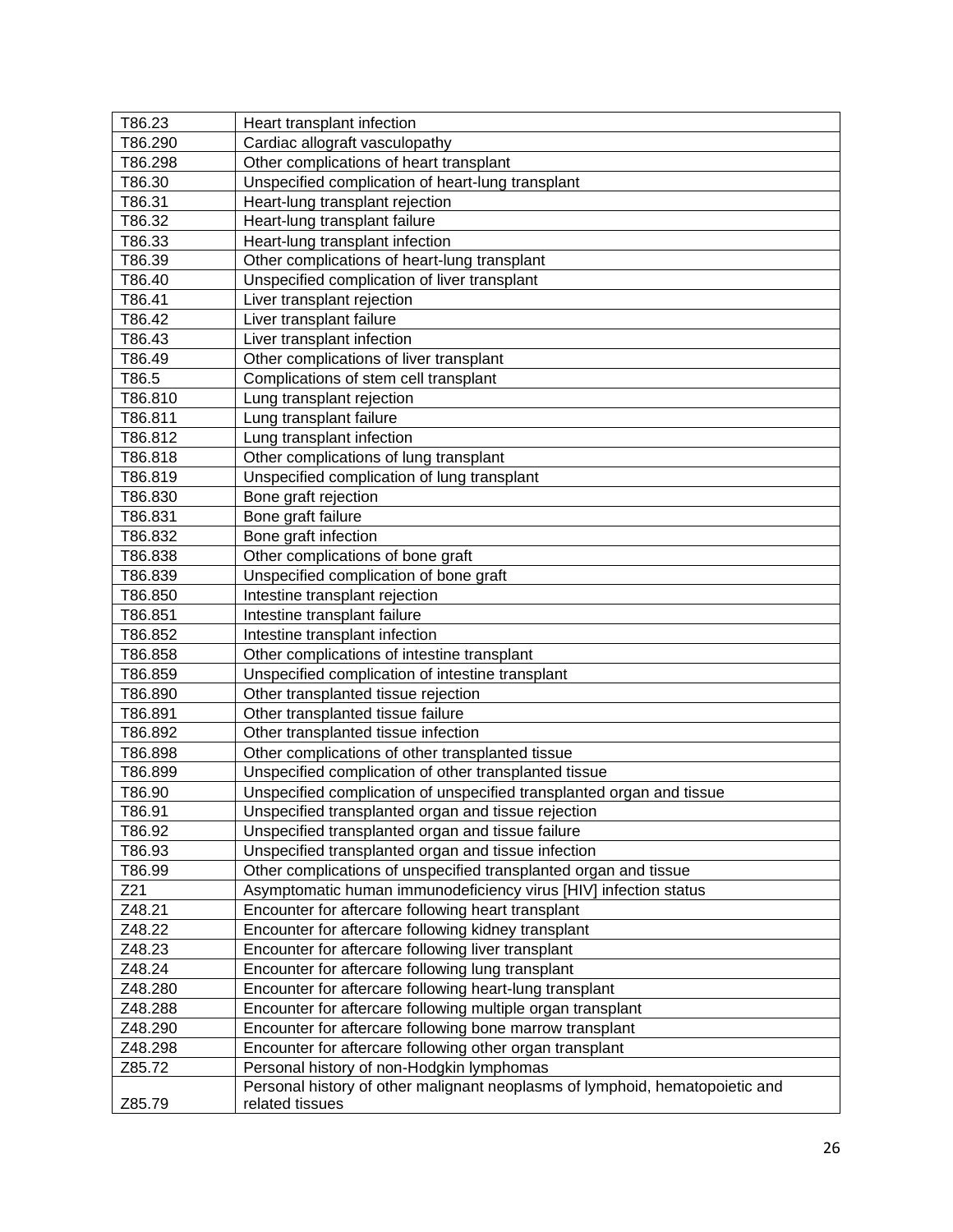| T86.23 | Heart transplant infection |
|---|---|
| T86.290 | Cardiac allograft vasculopathy |
| T86.298 | Other complications of heart transplant |
| T86.30 | Unspecified complication of heart-lung transplant |
| T86.31 | Heart-lung transplant rejection |
| T86.32 | Heart-lung transplant failure |
| T86.33 | Heart-lung transplant infection |
| T86.39 | Other complications of heart-lung transplant |
| T86.40 | Unspecified complication of liver transplant |
| T86.41 | Liver transplant rejection |
| T86.42 | Liver transplant failure |
| T86.43 | Liver transplant infection |
| T86.49 | Other complications of liver transplant |
| T86.5 | Complications of stem cell transplant |
| T86.810 | Lung transplant rejection |
| T86.811 | Lung transplant failure |
| T86.812 | Lung transplant infection |
| T86.818 | Other complications of lung transplant |
| T86.819 | Unspecified complication of lung transplant |
| T86.830 | Bone graft rejection |
| T86.831 | Bone graft failure |
| T86.832 | Bone graft infection |
| T86.838 | Other complications of bone graft |
| T86.839 | Unspecified complication of bone graft |
| T86.850 | Intestine transplant rejection |
| T86.851 | Intestine transplant failure |
| T86.852 | Intestine transplant infection |
| T86.858 | Other complications of intestine transplant |
| T86.859 | Unspecified complication of intestine transplant |
| T86.890 | Other transplanted tissue rejection |
| T86.891 | Other transplanted tissue failure |
| T86.892 | Other transplanted tissue infection |
| T86.898 | Other complications of other transplanted tissue |
| T86.899 | Unspecified complication of other transplanted tissue |
| T86.90 | Unspecified complication of unspecified transplanted organ and tissue |
| T86.91 | Unspecified transplanted organ and tissue rejection |
| T86.92 | Unspecified transplanted organ and tissue failure |
| T86.93 | Unspecified transplanted organ and tissue infection |
| T86.99 | Other complications of unspecified transplanted organ and tissue |
| Z21 | Asymptomatic human immunodeficiency virus [HIV] infection status |
| Z48.21 | Encounter for aftercare following heart transplant |
| Z48.22 | Encounter for aftercare following kidney transplant |
| Z48.23 | Encounter for aftercare following liver transplant |
| Z48.24 | Encounter for aftercare following lung transplant |
| Z48.280 | Encounter for aftercare following heart-lung transplant |
| Z48.288 | Encounter for aftercare following multiple organ transplant |
| Z48.290 | Encounter for aftercare following bone marrow transplant |
| Z48.298 | Encounter for aftercare following other organ transplant |
| Z85.72 | Personal history of non-Hodgkin lymphomas |
| Z85.79 | Personal history of other malignant neoplasms of lymphoid, hematopoietic and related tissues |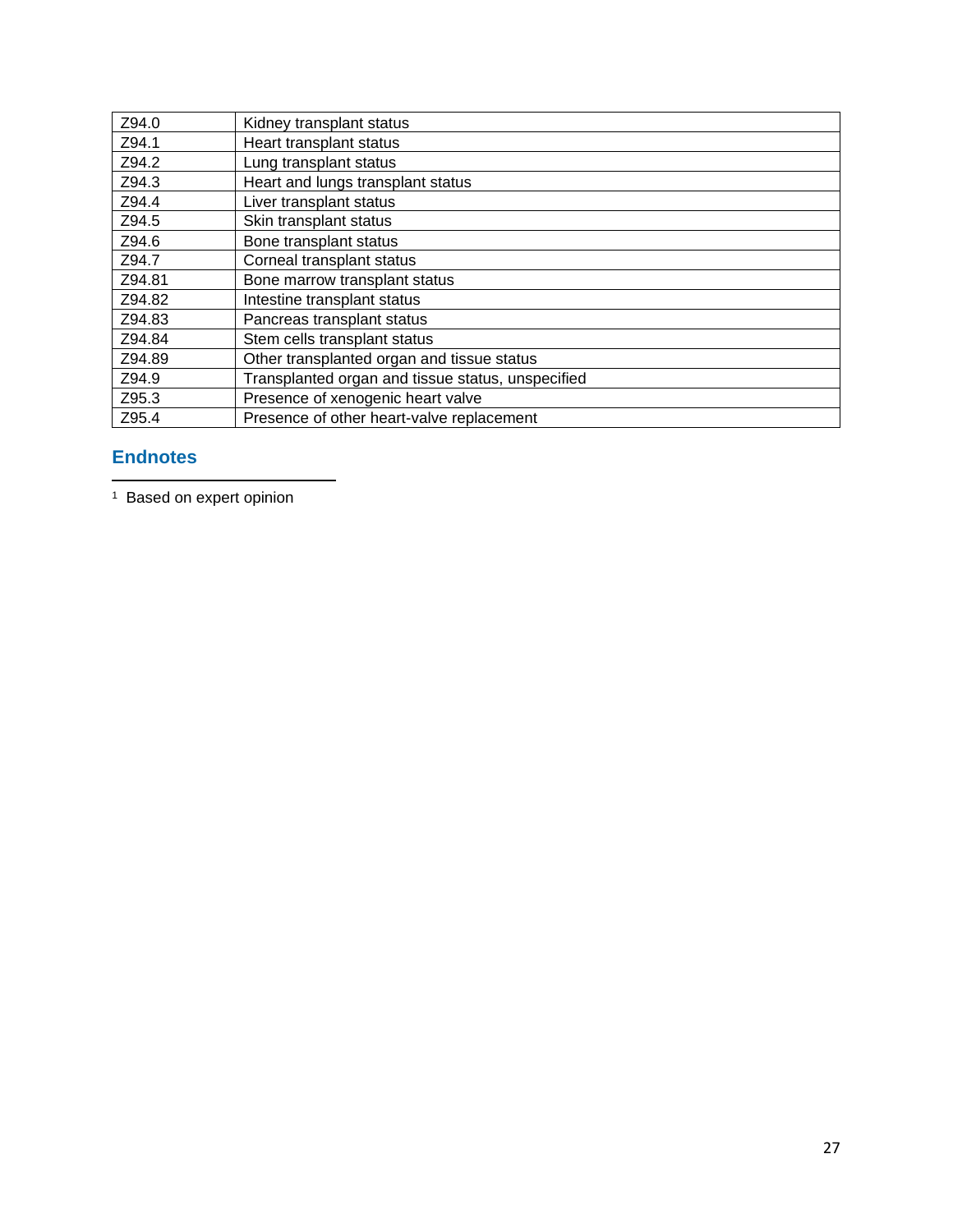| | |
|---|---|
| Z94.0 | Kidney transplant status |
| Z94.1 | Heart transplant status |
| Z94.2 | Lung transplant status |
| Z94.3 | Heart and lungs transplant status |
| Z94.4 | Liver transplant status |
| Z94.5 | Skin transplant status |
| Z94.6 | Bone transplant status |
| Z94.7 | Corneal transplant status |
| Z94.81 | Bone marrow transplant status |
| Z94.82 | Intestine transplant status |
| Z94.83 | Pancreas transplant status |
| Z94.84 | Stem cells transplant status |
| Z94.89 | Other transplanted organ and tissue status |
| Z94.9 | Transplanted organ and tissue status, unspecified |
| Z95.3 | Presence of xenogenic heart valve |
| Z95.4 | Presence of other heart-valve replacement |

## Endnotes

[1] Based on expert opinion